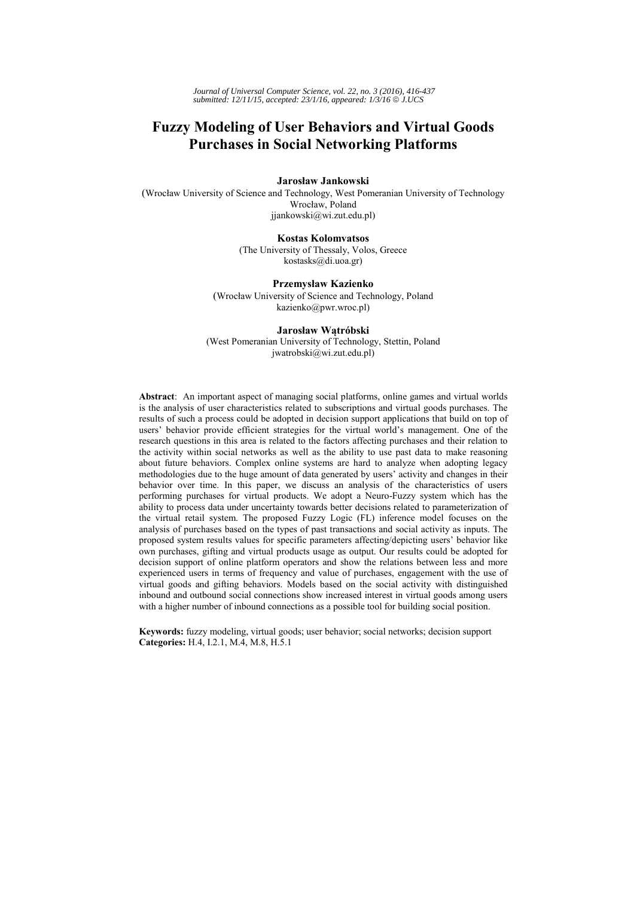*Journal of Universal Computer Science, vol. 22, no. 3 (2016), 416-437*
*submitted: 12/11/15, accepted: 23/1/16, appeared: 1/3/16 © J.UCS*

# Fuzzy Modeling of User Behaviors and Virtual Goods Purchases in Social Networking Platforms

**Jarosław Jankowski**
(Wrocław University of Science and Technology, West Pomeranian University of Technology
Wrocław, Poland
jjankowski@wi.zut.edu.pl)

**Kostas Kolomvatsos**
(The University of Thessaly, Volos, Greece
kostasks@di.uoa.gr)

**Przemysław Kazienko**
(Wrocław University of Science and Technology, Poland
kazienko@pwr.wroc.pl)

**Jarosław Wątróbski**
(West Pomeranian University of Technology, Stettin, Poland
jwatrobski@wi.zut.edu.pl)

**Abstract**: An important aspect of managing social platforms, online games and virtual worlds is the analysis of user characteristics related to subscriptions and virtual goods purchases. The results of such a process could be adopted in decision support applications that build on top of users' behavior provide efficient strategies for the virtual world's management. One of the research questions in this area is related to the factors affecting purchases and their relation to the activity within social networks as well as the ability to use past data to make reasoning about future behaviors. Complex online systems are hard to analyze when adopting legacy methodologies due to the huge amount of data generated by users' activity and changes in their behavior over time. In this paper, we discuss an analysis of the characteristics of users performing purchases for virtual products. We adopt a Neuro-Fuzzy system which has the ability to process data under uncertainty towards better decisions related to parameterization of the virtual retail system. The proposed Fuzzy Logic (FL) inference model focuses on the analysis of purchases based on the types of past transactions and social activity as inputs. The proposed system results values for specific parameters affecting/depicting users' behavior like own purchases, gifting and virtual products usage as output. Our results could be adopted for decision support of online platform operators and show the relations between less and more experienced users in terms of frequency and value of purchases, engagement with the use of virtual goods and gifting behaviors. Models based on the social activity with distinguished inbound and outbound social connections show increased interest in virtual goods among users with a higher number of inbound connections as a possible tool for building social position.

**Keywords:** fuzzy modeling, virtual goods; user behavior; social networks; decision support
**Categories:** H.4, I.2.1, M.4, M.8, H.5.1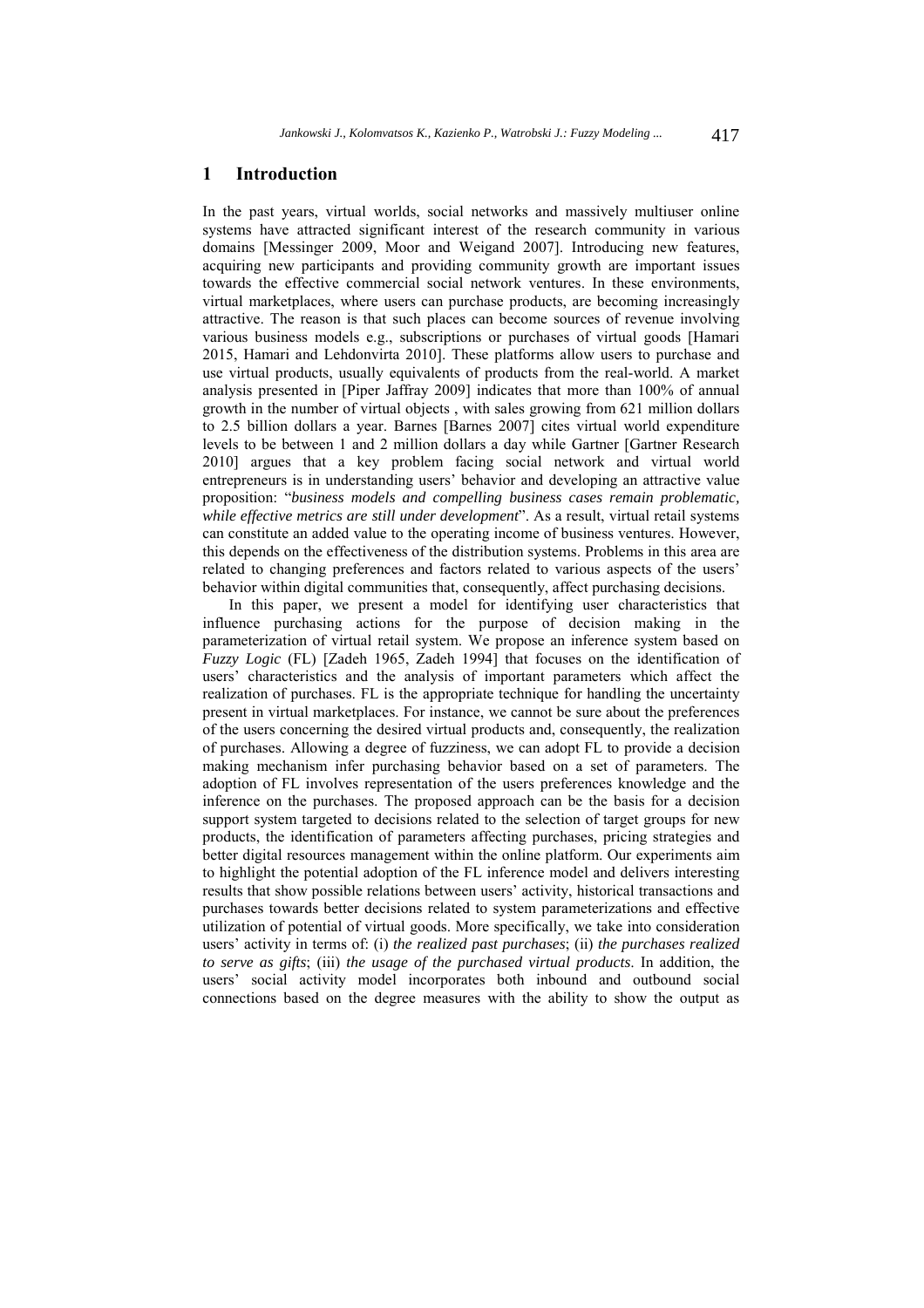## 1 Introduction

In the past years, virtual worlds, social networks and massively multiuser online systems have attracted significant interest of the research community in various domains [Messinger 2009, Moor and Weigand 2007]. Introducing new features, acquiring new participants and providing community growth are important issues towards the effective commercial social network ventures. In these environments, virtual marketplaces, where users can purchase products, are becoming increasingly attractive. The reason is that such places can become sources of revenue involving various business models e.g., subscriptions or purchases of virtual goods [Hamari 2015, Hamari and Lehdonvirta 2010]. These platforms allow users to purchase and use virtual products, usually equivalents of products from the real-world. A market analysis presented in [Piper Jaffray 2009] indicates that more than 100% of annual growth in the number of virtual objects , with sales growing from 621 million dollars to 2.5 billion dollars a year. Barnes [Barnes 2007] cites virtual world expenditure levels to be between 1 and 2 million dollars a day while Gartner [Gartner Research 2010] argues that a key problem facing social network and virtual world entrepreneurs is in understanding users' behavior and developing an attractive value proposition: "*business models and compelling business cases remain problematic, while effective metrics are still under development*". As a result, virtual retail systems can constitute an added value to the operating income of business ventures. However, this depends on the effectiveness of the distribution systems. Problems in this area are related to changing preferences and factors related to various aspects of the users' behavior within digital communities that, consequently, affect purchasing decisions.

In this paper, we present a model for identifying user characteristics that influence purchasing actions for the purpose of decision making in the parameterization of virtual retail system. We propose an inference system based on *Fuzzy Logic* (FL) [Zadeh 1965, Zadeh 1994] that focuses on the identification of users' characteristics and the analysis of important parameters which affect the realization of purchases. FL is the appropriate technique for handling the uncertainty present in virtual marketplaces. For instance, we cannot be sure about the preferences of the users concerning the desired virtual products and, consequently, the realization of purchases. Allowing a degree of fuzziness, we can adopt FL to provide a decision making mechanism infer purchasing behavior based on a set of parameters. The adoption of FL involves representation of the users preferences knowledge and the inference on the purchases. The proposed approach can be the basis for a decision support system targeted to decisions related to the selection of target groups for new products, the identification of parameters affecting purchases, pricing strategies and better digital resources management within the online platform. Our experiments aim to highlight the potential adoption of the FL inference model and delivers interesting results that show possible relations between users' activity, historical transactions and purchases towards better decisions related to system parameterizations and effective utilization of potential of virtual goods. More specifically, we take into consideration users' activity in terms of: (i) *the realized past purchases*; (ii) *the purchases realized to serve as gifts*; (iii) *the usage of the purchased virtual products*. In addition, the users' social activity model incorporates both inbound and outbound social connections based on the degree measures with the ability to show the output as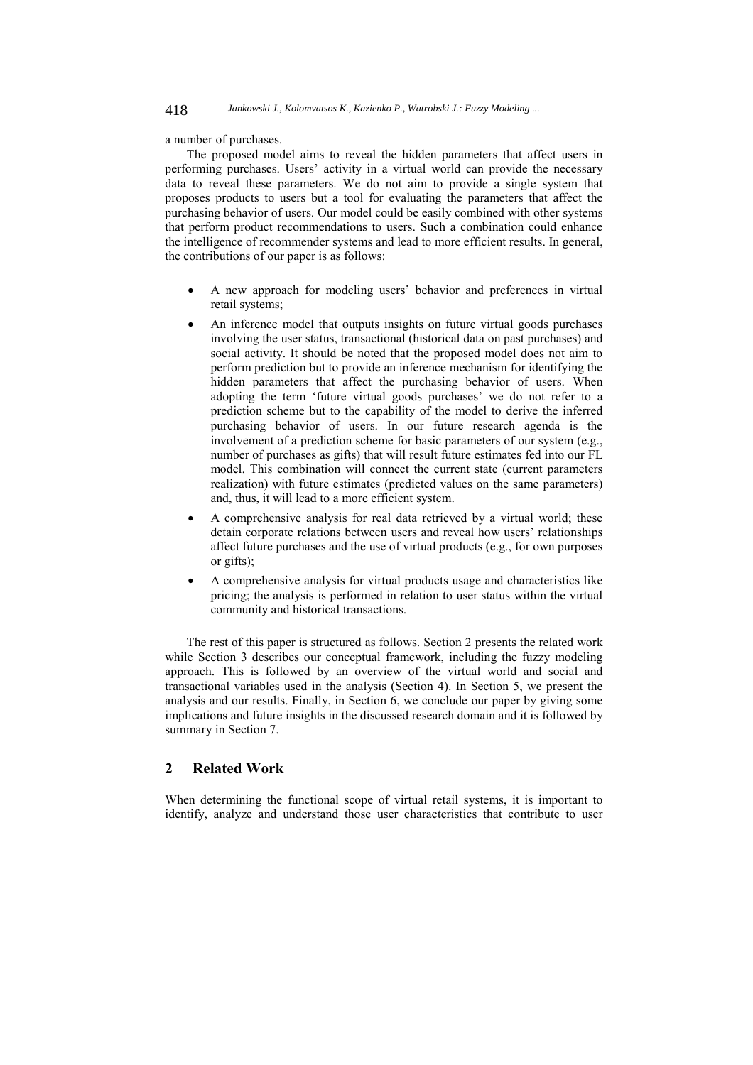a number of purchases.

The proposed model aims to reveal the hidden parameters that affect users in performing purchases. Users' activity in a virtual world can provide the necessary data to reveal these parameters. We do not aim to provide a single system that proposes products to users but a tool for evaluating the parameters that affect the purchasing behavior of users. Our model could be easily combined with other systems that perform product recommendations to users. Such a combination could enhance the intelligence of recommender systems and lead to more efficient results. In general, the contributions of our paper is as follows:

- A new approach for modeling users' behavior and preferences in virtual retail systems;
- An inference model that outputs insights on future virtual goods purchases involving the user status, transactional (historical data on past purchases) and social activity. It should be noted that the proposed model does not aim to perform prediction but to provide an inference mechanism for identifying the hidden parameters that affect the purchasing behavior of users. When adopting the term 'future virtual goods purchases' we do not refer to a prediction scheme but to the capability of the model to derive the inferred purchasing behavior of users. In our future research agenda is the involvement of a prediction scheme for basic parameters of our system (e.g., number of purchases as gifts) that will result future estimates fed into our FL model. This combination will connect the current state (current parameters realization) with future estimates (predicted values on the same parameters) and, thus, it will lead to a more efficient system.
- A comprehensive analysis for real data retrieved by a virtual world; these detain corporate relations between users and reveal how users' relationships affect future purchases and the use of virtual products (e.g., for own purposes or gifts);
- A comprehensive analysis for virtual products usage and characteristics like pricing; the analysis is performed in relation to user status within the virtual community and historical transactions.

The rest of this paper is structured as follows. Section 2 presents the related work while Section 3 describes our conceptual framework, including the fuzzy modeling approach. This is followed by an overview of the virtual world and social and transactional variables used in the analysis (Section 4). In Section 5, we present the analysis and our results. Finally, in Section 6, we conclude our paper by giving some implications and future insights in the discussed research domain and it is followed by summary in Section 7.

## 2 Related Work

When determining the functional scope of virtual retail systems, it is important to identify, analyze and understand those user characteristics that contribute to user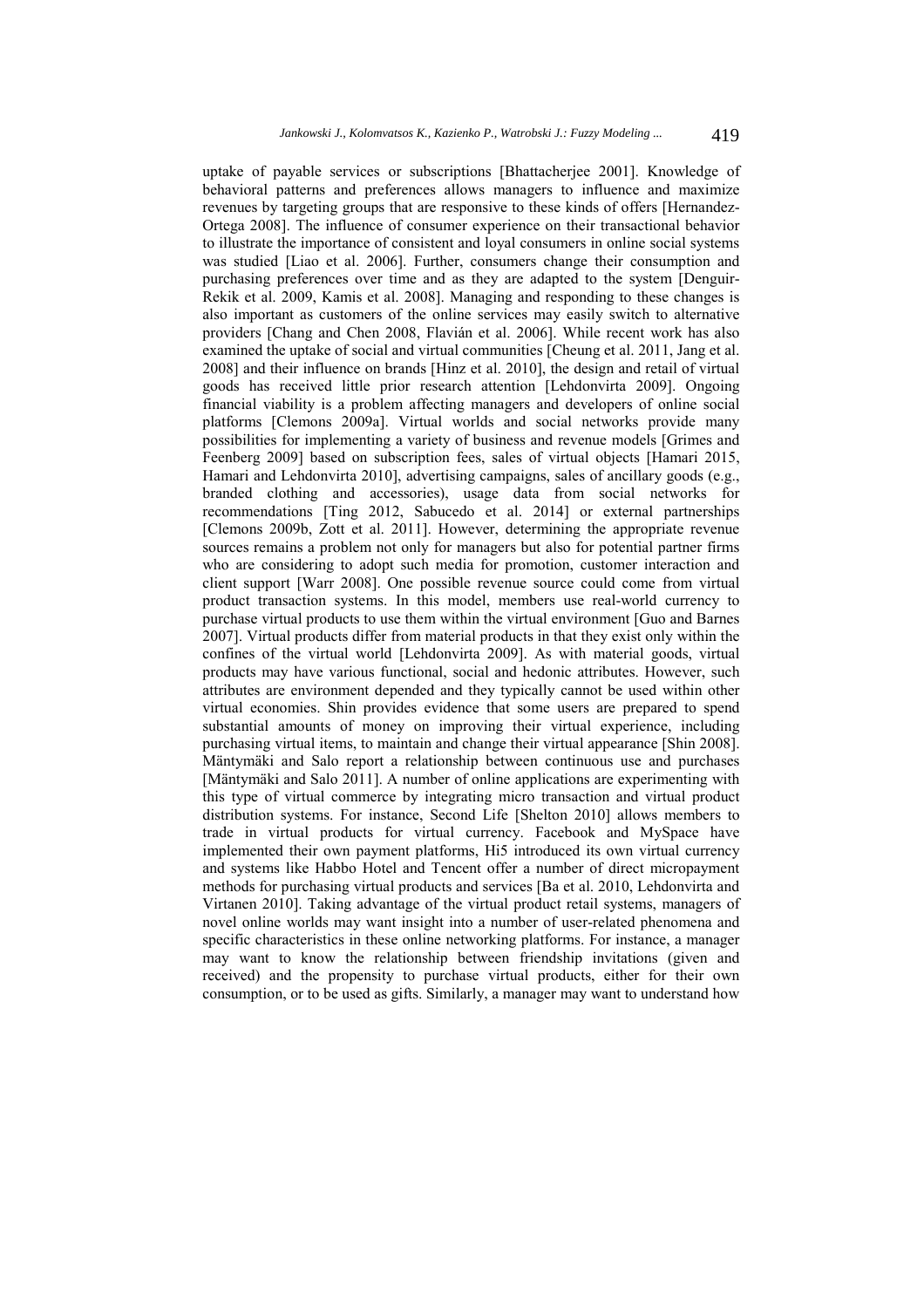uptake of payable services or subscriptions [Bhattacherjee 2001]. Knowledge of behavioral patterns and preferences allows managers to influence and maximize revenues by targeting groups that are responsive to these kinds of offers [Hernandez-Ortega 2008]. The influence of consumer experience on their transactional behavior to illustrate the importance of consistent and loyal consumers in online social systems was studied [Liao et al. 2006]. Further, consumers change their consumption and purchasing preferences over time and as they are adapted to the system [Denguir-Rekik et al. 2009, Kamis et al. 2008]. Managing and responding to these changes is also important as customers of the online services may easily switch to alternative providers [Chang and Chen 2008, Flavián et al. 2006]. While recent work has also examined the uptake of social and virtual communities [Cheung et al. 2011, Jang et al. 2008] and their influence on brands [Hinz et al. 2010], the design and retail of virtual goods has received little prior research attention [Lehdonvirta 2009]. Ongoing financial viability is a problem affecting managers and developers of online social platforms [Clemons 2009a]. Virtual worlds and social networks provide many possibilities for implementing a variety of business and revenue models [Grimes and Feenberg 2009] based on subscription fees, sales of virtual objects [Hamari 2015, Hamari and Lehdonvirta 2010], advertising campaigns, sales of ancillary goods (e.g., branded clothing and accessories), usage data from social networks for recommendations [Ting 2012, Sabucedo et al. 2014] or external partnerships [Clemons 2009b, Zott et al. 2011]. However, determining the appropriate revenue sources remains a problem not only for managers but also for potential partner firms who are considering to adopt such media for promotion, customer interaction and client support [Warr 2008]. One possible revenue source could come from virtual product transaction systems. In this model, members use real-world currency to purchase virtual products to use them within the virtual environment [Guo and Barnes 2007]. Virtual products differ from material products in that they exist only within the confines of the virtual world [Lehdonvirta 2009]. As with material goods, virtual products may have various functional, social and hedonic attributes. However, such attributes are environment depended and they typically cannot be used within other virtual economies. Shin provides evidence that some users are prepared to spend substantial amounts of money on improving their virtual experience, including purchasing virtual items, to maintain and change their virtual appearance [Shin 2008]. Mäntymäki and Salo report a relationship between continuous use and purchases [Mäntymäki and Salo 2011]. A number of online applications are experimenting with this type of virtual commerce by integrating micro transaction and virtual product distribution systems. For instance, Second Life [Shelton 2010] allows members to trade in virtual products for virtual currency. Facebook and MySpace have implemented their own payment platforms, Hi5 introduced its own virtual currency and systems like Habbo Hotel and Tencent offer a number of direct micropayment methods for purchasing virtual products and services [Ba et al. 2010, Lehdonvirta and Virtanen 2010]. Taking advantage of the virtual product retail systems, managers of novel online worlds may want insight into a number of user-related phenomena and specific characteristics in these online networking platforms. For instance, a manager may want to know the relationship between friendship invitations (given and received) and the propensity to purchase virtual products, either for their own consumption, or to be used as gifts. Similarly, a manager may want to understand how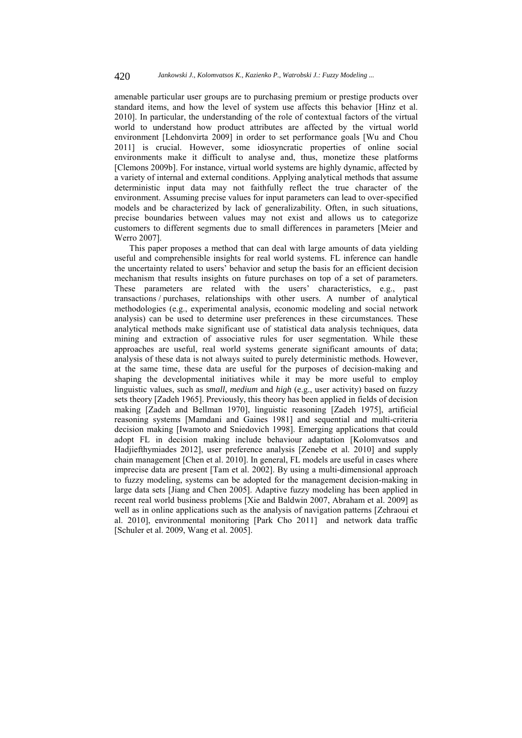amenable particular user groups are to purchasing premium or prestige products over standard items, and how the level of system use affects this behavior [Hinz et al. 2010]. In particular, the understanding of the role of contextual factors of the virtual world to understand how product attributes are affected by the virtual world environment [Lehdonvirta 2009] in order to set performance goals [Wu and Chou 2011] is crucial. However, some idiosyncratic properties of online social environments make it difficult to analyse and, thus, monetize these platforms [Clemons 2009b]. For instance, virtual world systems are highly dynamic, affected by a variety of internal and external conditions. Applying analytical methods that assume deterministic input data may not faithfully reflect the true character of the environment. Assuming precise values for input parameters can lead to over-specified models and be characterized by lack of generalizability. Often, in such situations, precise boundaries between values may not exist and allows us to categorize customers to different segments due to small differences in parameters [Meier and Werro 2007].

This paper proposes a method that can deal with large amounts of data yielding useful and comprehensible insights for real world systems. FL inference can handle the uncertainty related to users' behavior and setup the basis for an efficient decision mechanism that results insights on future purchases on top of a set of parameters. These parameters are related with the users' characteristics, e.g., past transactions / purchases, relationships with other users. A number of analytical methodologies (e.g., experimental analysis, economic modeling and social network analysis) can be used to determine user preferences in these circumstances. These analytical methods make significant use of statistical data analysis techniques, data mining and extraction of associative rules for user segmentation. While these approaches are useful, real world systems generate significant amounts of data; analysis of these data is not always suited to purely deterministic methods. However, at the same time, these data are useful for the purposes of decision-making and shaping the developmental initiatives while it may be more useful to employ linguistic values, such as *small, medium* and *high* (e.g., user activity) based on fuzzy sets theory [Zadeh 1965]. Previously, this theory has been applied in fields of decision making [Zadeh and Bellman 1970], linguistic reasoning [Zadeh 1975], artificial reasoning systems [Mamdani and Gaines 1981] and sequential and multi-criteria decision making [Iwamoto and Sniedovich 1998]. Emerging applications that could adopt FL in decision making include behaviour adaptation [Kolomvatsos and Hadjiefthymiades 2012], user preference analysis [Zenebe et al. 2010] and supply chain management [Chen et al. 2010]. In general, FL models are useful in cases where imprecise data are present [Tam et al. 2002]. By using a multi-dimensional approach to fuzzy modeling, systems can be adopted for the management decision-making in large data sets [Jiang and Chen 2005]. Adaptive fuzzy modeling has been applied in recent real world business problems [Xie and Baldwin 2007, Abraham et al. 2009] as well as in online applications such as the analysis of navigation patterns [Zehraoui et al. 2010], environmental monitoring [Park Cho 2011] and network data traffic [Schuler et al. 2009, Wang et al. 2005].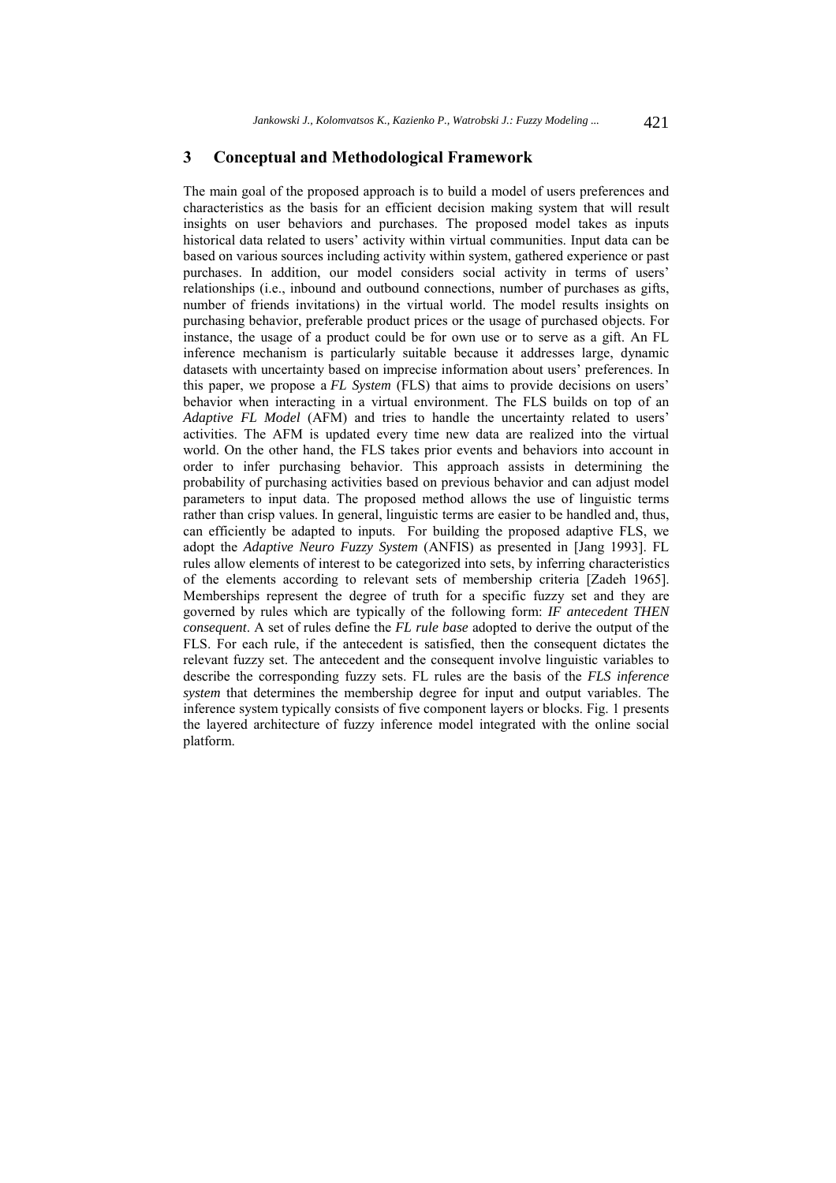## 3 Conceptual and Methodological Framework

The main goal of the proposed approach is to build a model of users preferences and characteristics as the basis for an efficient decision making system that will result insights on user behaviors and purchases. The proposed model takes as inputs historical data related to users' activity within virtual communities. Input data can be based on various sources including activity within system, gathered experience or past purchases. In addition, our model considers social activity in terms of users' relationships (i.e., inbound and outbound connections, number of purchases as gifts, number of friends invitations) in the virtual world. The model results insights on purchasing behavior, preferable product prices or the usage of purchased objects. For instance, the usage of a product could be for own use or to serve as a gift. An FL inference mechanism is particularly suitable because it addresses large, dynamic datasets with uncertainty based on imprecise information about users' preferences. In this paper, we propose a *FL System* (FLS) that aims to provide decisions on users' behavior when interacting in a virtual environment. The FLS builds on top of an *Adaptive FL Model* (AFM) and tries to handle the uncertainty related to users' activities. The AFM is updated every time new data are realized into the virtual world. On the other hand, the FLS takes prior events and behaviors into account in order to infer purchasing behavior. This approach assists in determining the probability of purchasing activities based on previous behavior and can adjust model parameters to input data. The proposed method allows the use of linguistic terms rather than crisp values. In general, linguistic terms are easier to be handled and, thus, can efficiently be adapted to inputs. For building the proposed adaptive FLS, we adopt the *Adaptive Neuro Fuzzy System* (ANFIS) as presented in [Jang 1993]. FL rules allow elements of interest to be categorized into sets, by inferring characteristics of the elements according to relevant sets of membership criteria [Zadeh 1965]. Memberships represent the degree of truth for a specific fuzzy set and they are governed by rules which are typically of the following form: *IF antecedent THEN consequent*. A set of rules define the *FL rule base* adopted to derive the output of the FLS. For each rule, if the antecedent is satisfied, then the consequent dictates the relevant fuzzy set. The antecedent and the consequent involve linguistic variables to describe the corresponding fuzzy sets. FL rules are the basis of the *FLS inference system* that determines the membership degree for input and output variables. The inference system typically consists of five component layers or blocks. Fig. 1 presents the layered architecture of fuzzy inference model integrated with the online social platform.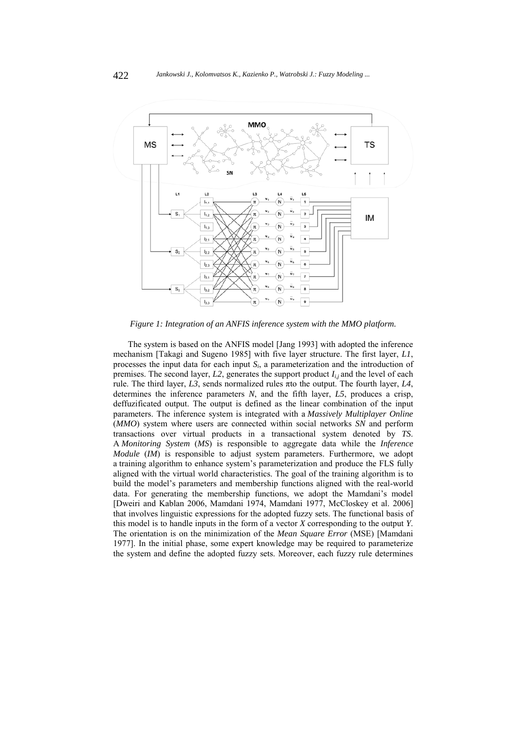*Figure 1: Integration of an ANFIS inference system with the MMO platform.*

The system is based on the ANFIS model [Jang 1993] with adopted the inference mechanism [Takagi and Sugeno 1985] with five layer structure. The first layer, *L1*, processes the input data for each input $S_i$, a parameterization and the introduction of premises. The second layer, *L2*, generates the support product $I_{i,j}$ and the level of each rule. The third layer, *L3*, sends normalized rules πto the output. The fourth layer, *L4*, determines the inference parameters *N*, and the fifth layer, *L5*, produces a crisp, deffuzificated output. The output is defined as the linear combination of the input parameters. The inference system is integrated with a *Massively Multiplayer Online* (*MMO*) system where users are connected within social networks *SN* and perform transactions over virtual products in a transactional system denoted by *TS*. A *Monitoring System* (*MS*) is responsible to aggregate data while the *Inference Module* (*IM*) is responsible to adjust system parameters. Furthermore, we adopt a training algorithm to enhance system's parameterization and produce the FLS fully aligned with the virtual world characteristics. The goal of the training algorithm is to build the model's parameters and membership functions aligned with the real-world data. For generating the membership functions, we adopt the Mamdani's model [Dweiri and Kablan 2006, Mamdani 1974, Mamdani 1977, McCloskey et al. 2006] that involves linguistic expressions for the adopted fuzzy sets. The functional basis of this model is to handle inputs in the form of a vector *X* corresponding to the output *Y*. The orientation is on the minimization of the *Mean Square Error* (MSE) [Mamdani 1977]. In the initial phase, some expert knowledge may be required to parameterize the system and define the adopted fuzzy sets. Moreover, each fuzzy rule determines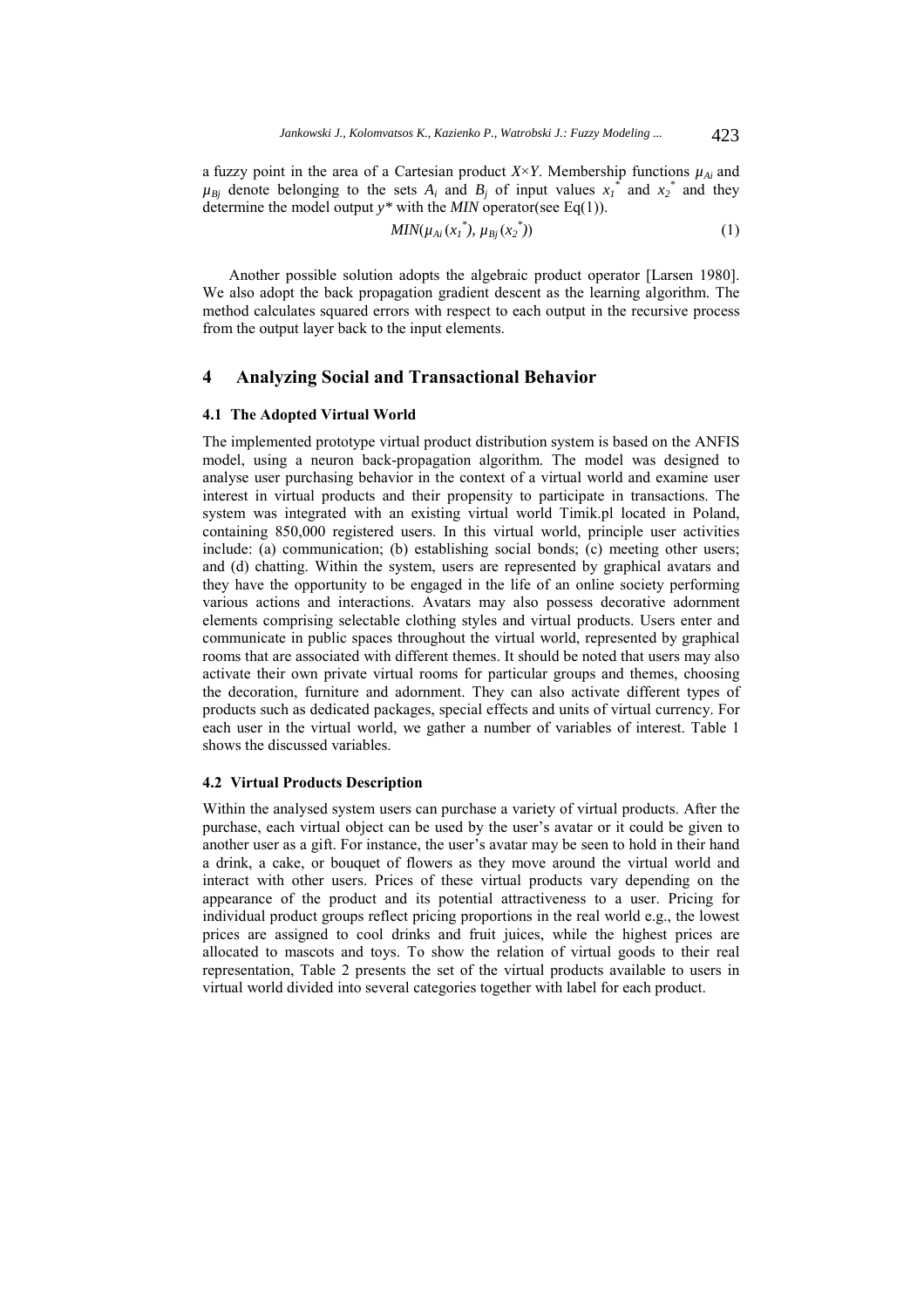a fuzzy point in the area of a Cartesian product $X \times Y$. Membership functions $\mu_{Ai}$ and $\mu_{Bj}$ denote belonging to the sets $A_i$ and $B_j$ of input values $x_1^*$ and $x_2^*$ and they determine the model output $y^*$ with the *MIN* operator(see Eq(1)).

$$MIN(\mu_{Ai}(x_1^*), \mu_{Bj}(x_2^*)) \tag{1}$$

Another possible solution adopts the algebraic product operator [Larsen 1980]. We also adopt the back propagation gradient descent as the learning algorithm. The method calculates squared errors with respect to each output in the recursive process from the output layer back to the input elements.

## 4 Analyzing Social and Transactional Behavior

### 4.1 The Adopted Virtual World

The implemented prototype virtual product distribution system is based on the ANFIS model, using a neuron back-propagation algorithm. The model was designed to analyse user purchasing behavior in the context of a virtual world and examine user interest in virtual products and their propensity to participate in transactions. The system was integrated with an existing virtual world Timik.pl located in Poland, containing 850,000 registered users. In this virtual world, principle user activities include: (a) communication; (b) establishing social bonds; (c) meeting other users; and (d) chatting. Within the system, users are represented by graphical avatars and they have the opportunity to be engaged in the life of an online society performing various actions and interactions. Avatars may also possess decorative adornment elements comprising selectable clothing styles and virtual products. Users enter and communicate in public spaces throughout the virtual world, represented by graphical rooms that are associated with different themes. It should be noted that users may also activate their own private virtual rooms for particular groups and themes, choosing the decoration, furniture and adornment. They can also activate different types of products such as dedicated packages, special effects and units of virtual currency. For each user in the virtual world, we gather a number of variables of interest. Table 1 shows the discussed variables.

### 4.2 Virtual Products Description

Within the analysed system users can purchase a variety of virtual products. After the purchase, each virtual object can be used by the user's avatar or it could be given to another user as a gift. For instance, the user's avatar may be seen to hold in their hand a drink, a cake, or bouquet of flowers as they move around the virtual world and interact with other users. Prices of these virtual products vary depending on the appearance of the product and its potential attractiveness to a user. Pricing for individual product groups reflect pricing proportions in the real world e.g., the lowest prices are assigned to cool drinks and fruit juices, while the highest prices are allocated to mascots and toys. To show the relation of virtual goods to their real representation, Table 2 presents the set of the virtual products available to users in virtual world divided into several categories together with label for each product.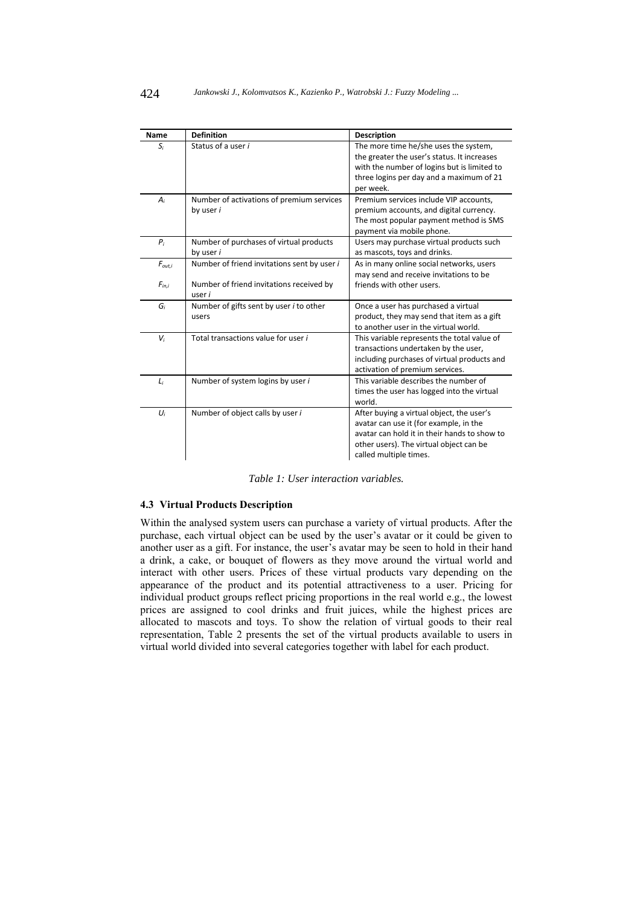| Name | Definition | Description |
|---|---|---|
| $S_i$ | Status of a user *i* | The more time he/she uses the system, the greater the user's status. It increases with the number of logins but is limited to three logins per day and a maximum of 21 per week. |
| $A_i$ | Number of activations of premium services by user *i* | Premium services include VIP accounts, premium accounts, and digital currency. The most popular payment method is SMS payment via mobile phone. |
| $P_i$ | Number of purchases of virtual products by user *i* | Users may purchase virtual products such as mascots, toys and drinks. |
| $F_{out,i}$<br><br>$F_{in,i}$ | Number of friend invitations sent by user *i*<br><br>Number of friend invitations received by user *i* | As in many online social networks, users may send and receive invitations to be friends with other users. |
| $G_i$ | Number of gifts sent by user *i* to other users | Once a user has purchased a virtual product, they may send that item as a gift to another user in the virtual world. |
| $V_i$ | Total transactions value for user *i* | This variable represents the total value of transactions undertaken by the user, including purchases of virtual products and activation of premium services. |
| $L_i$ | Number of system logins by user *i* | This variable describes the number of times the user has logged into the virtual world. |
| $U_i$ | Number of object calls by user *i* | After buying a virtual object, the user's avatar can use it (for example, in the avatar can hold it in their hands to show to other users). The virtual object can be called multiple times. |

*Table 1: User interaction variables.*

### 4.3 Virtual Products Description

Within the analysed system users can purchase a variety of virtual products. After the purchase, each virtual object can be used by the user's avatar or it could be given to another user as a gift. For instance, the user's avatar may be seen to hold in their hand a drink, a cake, or bouquet of flowers as they move around the virtual world and interact with other users. Prices of these virtual products vary depending on the appearance of the product and its potential attractiveness to a user. Pricing for individual product groups reflect pricing proportions in the real world e.g., the lowest prices are assigned to cool drinks and fruit juices, while the highest prices are allocated to mascots and toys. To show the relation of virtual goods to their real representation, Table 2 presents the set of the virtual products available to users in virtual world divided into several categories together with label for each product.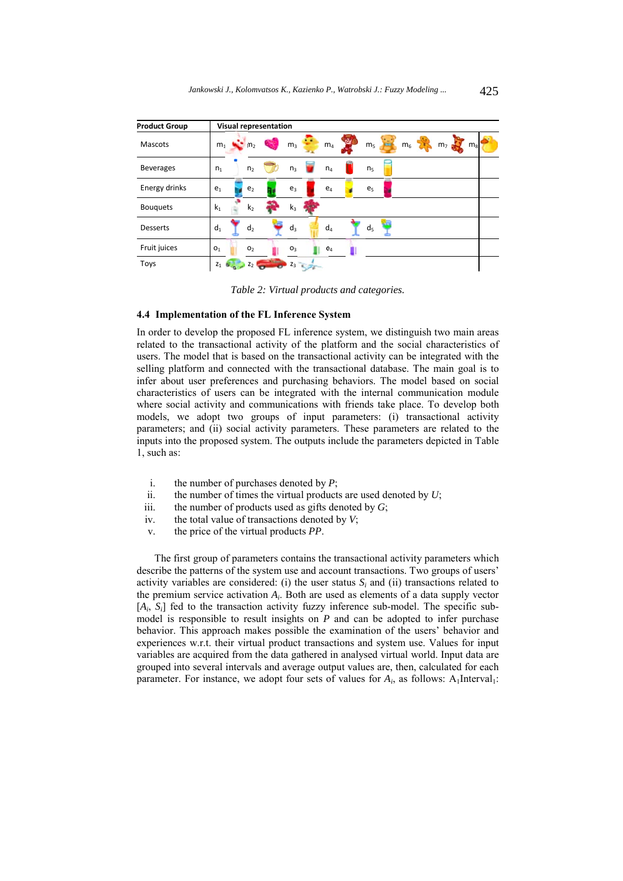| Product Group | Visual representation |
|---|---|
| Mascots | $m_1$ $m_2$ $m_3$ $m_4$ $m_5$ $m_6$ $m_7$ $m_8$ |
| Beverages | $n_1$ $n_2$ $n_3$ $n_4$ $n_5$ |
| Energy drinks | $e_1$ $e_2$ $e_3$ $e_4$ $e_5$ |
| Bouquets | $k_1$ $k_2$ $k_3$ |
| Desserts | $d_1$ $d_2$ $d_3$ $d_4$ $d_5$ |
| Fruit juices | $o_1$ $o_2$ $o_3$ $o_4$ |
| Toys | $z_1$ $z_2$ $z_3$ |

*Table 2: Virtual products and categories.*

### 4.4 Implementation of the FL Inference System

In order to develop the proposed FL inference system, we distinguish two main areas related to the transactional activity of the platform and the social characteristics of users. The model that is based on the transactional activity can be integrated with the selling platform and connected with the transactional database. The main goal is to infer about user preferences and purchasing behaviors. The model based on social characteristics of users can be integrated with the internal communication module where social activity and communications with friends take place. To develop both models, we adopt two groups of input parameters: (i) transactional activity parameters; and (ii) social activity parameters. These parameters are related to the inputs into the proposed system. The outputs include the parameters depicted in Table 1, such as:

i. the number of purchases denoted by *P*;
ii. the number of times the virtual products are used denoted by *U*;
iii. the number of products used as gifts denoted by *G*;
iv. the total value of transactions denoted by *V*;
v. the price of the virtual products *PP*.

The first group of parameters contains the transactional activity parameters which describe the patterns of the system use and account transactions. Two groups of users' activity variables are considered: (i) the user status $S_i$ and (ii) transactions related to the premium service activation $A_i$. Both are used as elements of a data supply vector [$A_i$, $S_i$] fed to the transaction activity fuzzy inference sub-model. The specific sub-model is responsible to result insights on *P* and can be adopted to infer purchase behavior. This approach makes possible the examination of the users' behavior and experiences w.r.t. their virtual product transactions and system use. Values for input variables are acquired from the data gathered in analysed virtual world. Input data are grouped into several intervals and average output values are, then, calculated for each parameter. For instance, we adopt four sets of values for $A_i$, as follows: $A_1$Interval$_1$: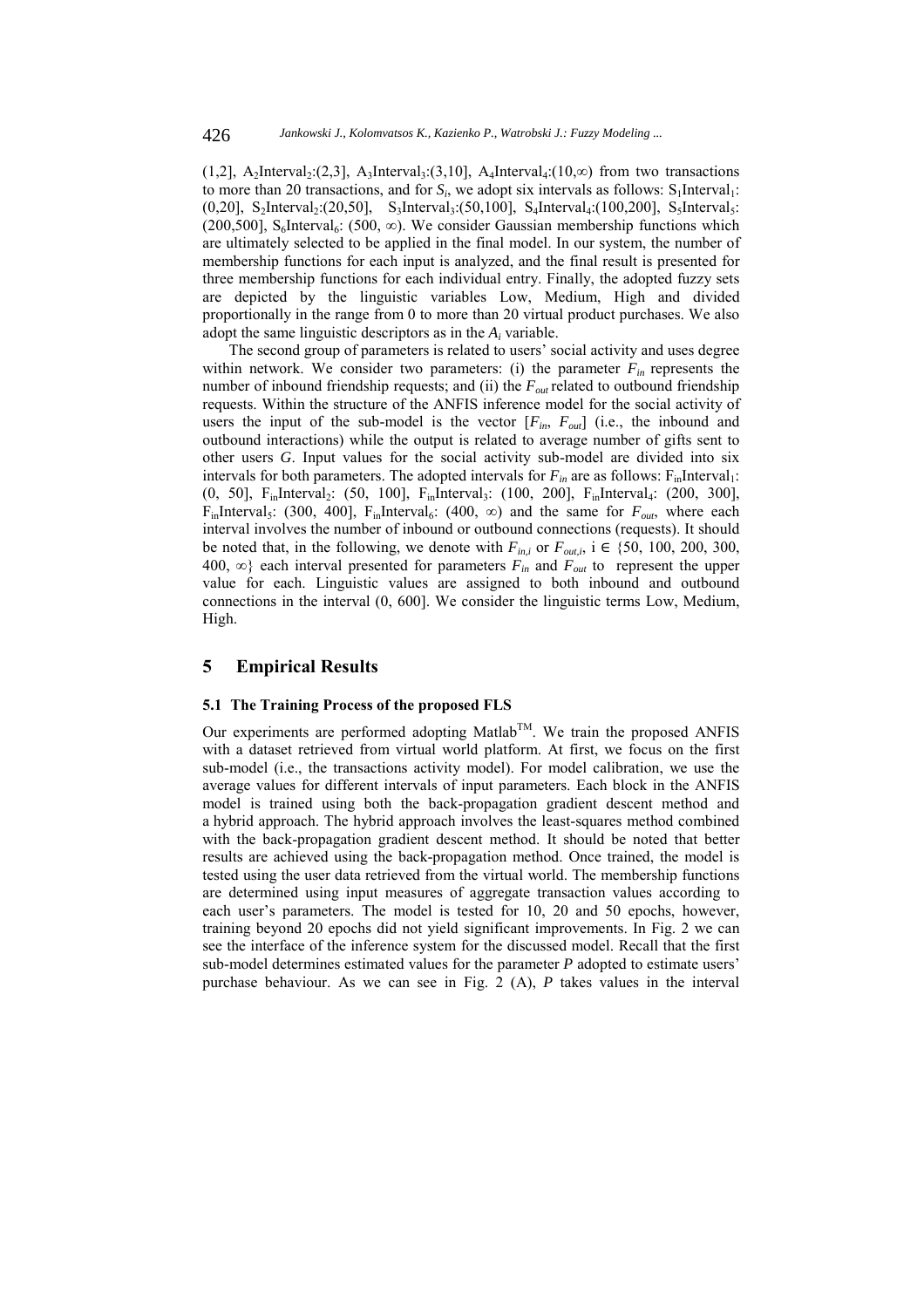(1,2], $A_2$Interval$_2$:(2,3], $A_3$Interval$_3$:(3,10], $A_4$Interval$_4$:(10,∞) from two transactions to more than 20 transactions, and for $S_i$, we adopt six intervals as follows: $S_1$Interval$_1$: (0,20], $S_2$Interval$_2$:(20,50], $S_3$Interval$_3$:(50,100], $S_4$Interval$_4$:(100,200], $S_5$Interval$_5$: (200,500], $S_6$Interval$_6$: (500, ∞). We consider Gaussian membership functions which are ultimately selected to be applied in the final model. In our system, the number of membership functions for each input is analyzed, and the final result is presented for three membership functions for each individual entry. Finally, the adopted fuzzy sets are depicted by the linguistic variables Low, Medium, High and divided proportionally in the range from 0 to more than 20 virtual product purchases. We also adopt the same linguistic descriptors as in the $A_i$ variable.

The second group of parameters is related to users' social activity and uses degree within network. We consider two parameters: (i) the parameter $F_{in}$ represents the number of inbound friendship requests; and (ii) the $F_{out}$ related to outbound friendship requests. Within the structure of the ANFIS inference model for the social activity of users the input of the sub-model is the vector [$F_{in}$, $F_{out}$] (i.e., the inbound and outbound interactions) while the output is related to average number of gifts sent to other users *G*. Input values for the social activity sub-model are divided into six intervals for both parameters. The adopted intervals for $F_{in}$ are as follows: $F_{in}$Interval$_1$: (0, 50], $F_{in}$Interval$_2$: (50, 100], $F_{in}$Interval$_3$: (100, 200], $F_{in}$Interval$_4$: (200, 300], $F_{in}$Interval$_5$: (300, 400], $F_{in}$Interval$_6$: (400, ∞) and the same for $F_{out}$, where each interval involves the number of inbound or outbound connections (requests). It should be noted that, in the following, we denote with $F_{in,i}$ or $F_{out,i}$, $i \in \{50, 100, 200, 300, 400, \infty\}$ each interval presented for parameters $F_{in}$ and $F_{out}$ to represent the upper value for each. Linguistic values are assigned to both inbound and outbound connections in the interval (0, 600]. We consider the linguistic terms Low, Medium, High.

## 5 Empirical Results

### 5.1 The Training Process of the proposed FLS

Our experiments are performed adopting Matlab™. We train the proposed ANFIS with a dataset retrieved from virtual world platform. At first, we focus on the first sub-model (i.e., the transactions activity model). For model calibration, we use the average values for different intervals of input parameters. Each block in the ANFIS model is trained using both the back-propagation gradient descent method and a hybrid approach. The hybrid approach involves the least-squares method combined with the back-propagation gradient descent method. It should be noted that better results are achieved using the back-propagation method. Once trained, the model is tested using the user data retrieved from the virtual world. The membership functions are determined using input measures of aggregate transaction values according to each user's parameters. The model is tested for 10, 20 and 50 epochs, however, training beyond 20 epochs did not yield significant improvements. In Fig. 2 we can see the interface of the inference system for the discussed model. Recall that the first sub-model determines estimated values for the parameter *P* adopted to estimate users' purchase behaviour. As we can see in Fig. 2 (A), *P* takes values in the interval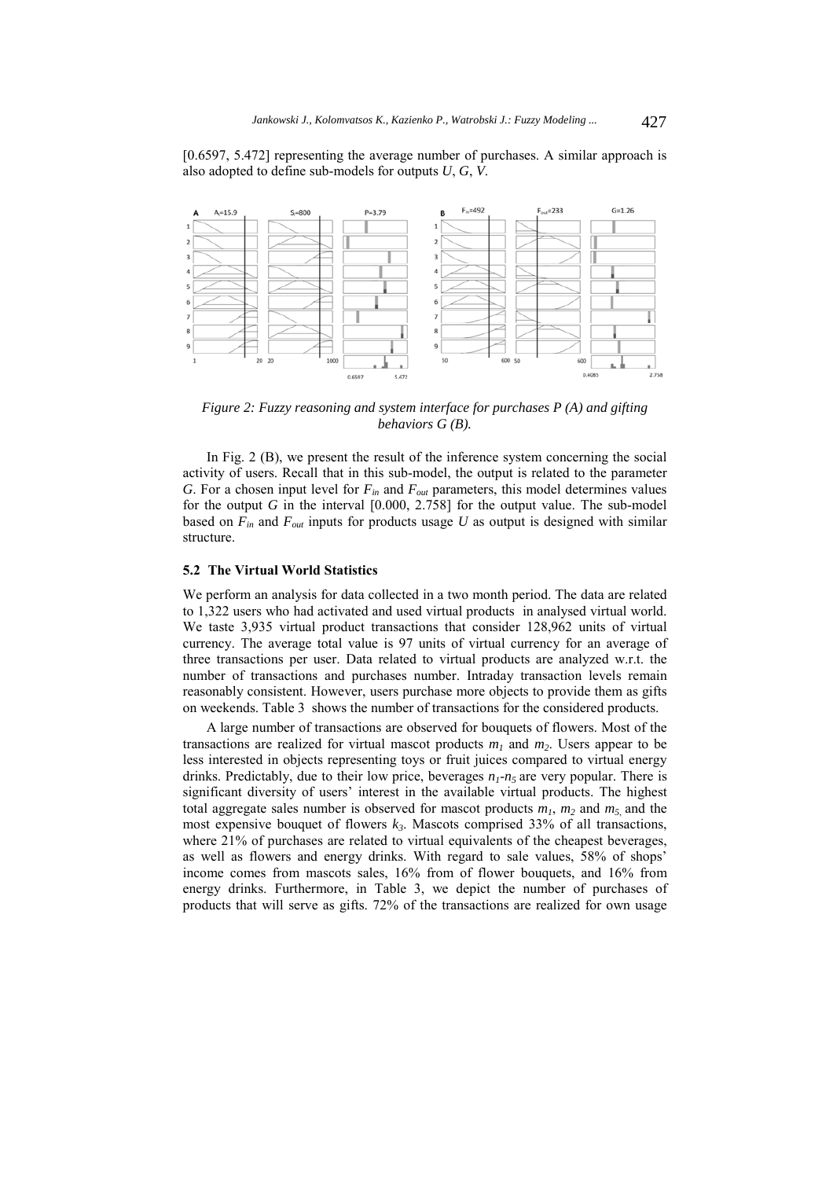[0.6597, 5.472] representing the average number of purchases. A similar approach is also adopted to define sub-models for outputs $U$, $G$, $V$.

*Figure 2: Fuzzy reasoning and system interface for purchases P (A) and gifting behaviors G (B).*

In Fig. 2 (B), we present the result of the inference system concerning the social activity of users. Recall that in this sub-model, the output is related to the parameter $G$. For a chosen input level for $F_{in}$ and $F_{out}$ parameters, this model determines values for the output $G$ in the interval [0.000, 2.758] for the output value. The sub-model based on $F_{in}$ and $F_{out}$ inputs for products usage $U$ as output is designed with similar structure.

### 5.2 The Virtual World Statistics

We perform an analysis for data collected in a two month period. The data are related to 1,322 users who had activated and used virtual products in analysed virtual world. We taste 3,935 virtual product transactions that consider 128,962 units of virtual currency. The average total value is 97 units of virtual currency for an average of three transactions per user. Data related to virtual products are analyzed w.r.t. the number of transactions and purchases number. Intraday transaction levels remain reasonably consistent. However, users purchase more objects to provide them as gifts on weekends. Table 3 shows the number of transactions for the considered products.

A large number of transactions are observed for bouquets of flowers. Most of the transactions are realized for virtual mascot products $m_1$ and $m_2$. Users appear to be less interested in objects representing toys or fruit juices compared to virtual energy drinks. Predictably, due to their low price, beverages $n_1$-$n_5$ are very popular. There is significant diversity of users' interest in the available virtual products. The highest total aggregate sales number is observed for mascot products $m_1$, $m_2$ and $m_5$, and the most expensive bouquet of flowers $k_3$. Mascots comprised 33% of all transactions, where 21% of purchases are related to virtual equivalents of the cheapest beverages, as well as flowers and energy drinks. With regard to sale values, 58% of shops' income comes from mascots sales, 16% from of flower bouquets, and 16% from energy drinks. Furthermore, in Table 3, we depict the number of purchases of products that will serve as gifts. 72% of the transactions are realized for own usage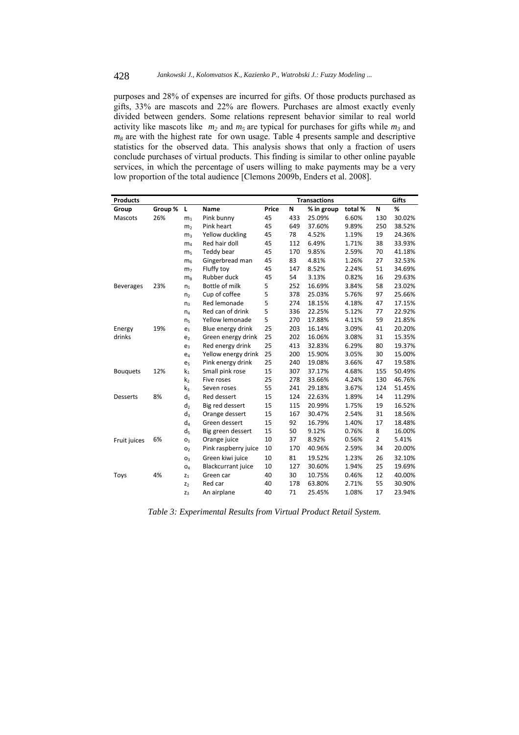purposes and 28% of expenses are incurred for gifts. Of those products purchased as gifts, 33% are mascots and 22% are flowers. Purchases are almost exactly evenly divided between genders. Some relations represent behavior similar to real world activity like mascots like $m_2$ and $m_5$ are typical for purchases for gifts while $m_3$ and $m_8$ are with the highest rate for own usage. Table 4 presents sample and descriptive statistics for the observed data. This analysis shows that only a fraction of users conclude purchases of virtual products. This finding is similar to other online payable services, in which the percentage of users willing to make payments may be a very low proportion of the total audience [Clemons 2009b, Enders et al. 2008].

| **Products** | | | | | **Transactions** | | | **Gifts** | |
|---|---|---|---|---|---|---|---|---|---|
| **Group** | **Group %** | **L** | **Name** | **Price** | **N** | **% in group** | **total %** | **N** | **%** |
| Mascots | 26% | $m_1$ | Pink bunny | 45 | 433 | 25.09% | 6.60% | 130 | 30.02% |
| | | $m_2$ | Pink heart | 45 | 649 | 37.60% | 9.89% | 250 | 38.52% |
| | | $m_3$ | Yellow duckling | 45 | 78 | 4.52% | 1.19% | 19 | 24.36% |
| | | $m_4$ | Red hair doll | 45 | 112 | 6.49% | 1.71% | 38 | 33.93% |
| | | $m_5$ | Teddy bear | 45 | 170 | 9.85% | 2.59% | 70 | 41.18% |
| | | $m_6$ | Gingerbread man | 45 | 83 | 4.81% | 1.26% | 27 | 32.53% |
| | | $m_7$ | Fluffy toy | 45 | 147 | 8.52% | 2.24% | 51 | 34.69% |
| | | $m_8$ | Rubber duck | 45 | 54 | 3.13% | 0.82% | 16 | 29.63% |
| Beverages | 23% | $n_1$ | Bottle of milk | 5 | 252 | 16.69% | 3.84% | 58 | 23.02% |
| | | $n_2$ | Cup of coffee | 5 | 378 | 25.03% | 5.76% | 97 | 25.66% |
| | | $n_3$ | Red lemonade | 5 | 274 | 18.15% | 4.18% | 47 | 17.15% |
| | | $n_4$ | Red can of drink | 5 | 336 | 22.25% | 5.12% | 77 | 22.92% |
| | | $n_5$ | Yellow lemonade | 5 | 270 | 17.88% | 4.11% | 59 | 21.85% |
| Energy drinks | 19% | $e_1$ | Blue energy drink | 25 | 203 | 16.14% | 3.09% | 41 | 20.20% |
| | | $e_2$ | Green energy drink | 25 | 202 | 16.06% | 3.08% | 31 | 15.35% |
| | | $e_3$ | Red energy drink | 25 | 413 | 32.83% | 6.29% | 80 | 19.37% |
| | | $e_4$ | Yellow energy drink | 25 | 200 | 15.90% | 3.05% | 30 | 15.00% |
| | | $e_5$ | Pink energy drink | 25 | 240 | 19.08% | 3.66% | 47 | 19.58% |
| Bouquets | 12% | $k_1$ | Small pink rose | 15 | 307 | 37.17% | 4.68% | 155 | 50.49% |
| | | $k_2$ | Five roses | 25 | 278 | 33.66% | 4.24% | 130 | 46.76% |
| | | $k_3$ | Seven roses | 55 | 241 | 29.18% | 3.67% | 124 | 51.45% |
| Desserts | 8% | $d_1$ | Red dessert | 15 | 124 | 22.63% | 1.89% | 14 | 11.29% |
| | | $d_2$ | Big red dessert | 15 | 115 | 20.99% | 1.75% | 19 | 16.52% |
| | | $d_3$ | Orange dessert | 15 | 167 | 30.47% | 2.54% | 31 | 18.56% |
| | | $d_4$ | Green dessert | 15 | 92 | 16.79% | 1.40% | 17 | 18.48% |
| | | $d_5$ | Big green dessert | 15 | 50 | 9.12% | 0.76% | 8 | 16.00% |
| Fruit juices | 6% | $o_1$ | Orange juice | 10 | 37 | 8.92% | 0.56% | 2 | 5.41% |
| | | $o_2$ | Pink raspberry juice | 10 | 170 | 40.96% | 2.59% | 34 | 20.00% |
| | | $o_3$ | Green kiwi juice | 10 | 81 | 19.52% | 1.23% | 26 | 32.10% |
| | | $o_4$ | Blackcurrant juice | 10 | 127 | 30.60% | 1.94% | 25 | 19.69% |
| Toys | 4% | $z_1$ | Green car | 40 | 30 | 10.75% | 0.46% | 12 | 40.00% |
| | | $z_2$ | Red car | 40 | 178 | 63.80% | 2.71% | 55 | 30.90% |
| | | $z_3$ | An airplane | 40 | 71 | 25.45% | 1.08% | 17 | 23.94% |

*Table 3: Experimental Results from Virtual Product Retail System.*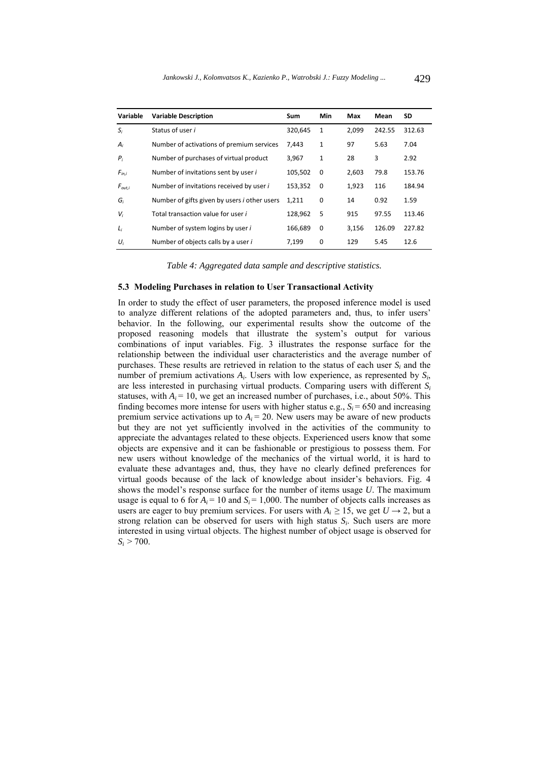| Variable | Variable Description | Sum | Min | Max | Mean | SD |
|---|---|---|---|---|---|---|
| $S_i$ | Status of user *i* | 320,645 | 1 | 2,099 | 242.55 | 312.63 |
| $A_i$ | Number of activations of premium services | 7,443 | 1 | 97 | 5.63 | 7.04 |
| $P_i$ | Number of purchases of virtual product | 3,967 | 1 | 28 | 3 | 2.92 |
| $F_{in,i}$ | Number of invitations sent by user *i* | 105,502 | 0 | 2,603 | 79.8 | 153.76 |
| $F_{out,i}$ | Number of invitations received by user *i* | 153,352 | 0 | 1,923 | 116 | 184.94 |
| $G_i$ | Number of gifts given by users *i* other users | 1,211 | 0 | 14 | 0.92 | 1.59 |
| $V_i$ | Total transaction value for user *i* | 128,962 | 5 | 915 | 97.55 | 113.46 |
| $L_i$ | Number of system logins by user *i* | 166,689 | 0 | 3,156 | 126.09 | 227.82 |
| $U_i$ | Number of objects calls by a user *i* | 7,199 | 0 | 129 | 5.45 | 12.6 |

*Table 4: Aggregated data sample and descriptive statistics.*

### 5.3 Modeling Purchases in relation to User Transactional Activity

In order to study the effect of user parameters, the proposed inference model is used to analyze different relations of the adopted parameters and, thus, to infer users' behavior. In the following, our experimental results show the outcome of the proposed reasoning models that illustrate the system's output for various combinations of input variables. Fig. 3 illustrates the response surface for the relationship between the individual user characteristics and the average number of purchases. These results are retrieved in relation to the status of each user $S_i$ and the number of premium activations $A_i$. Users with low experience, as represented by $S_i$, are less interested in purchasing virtual products. Comparing users with different $S_i$ statuses, with $A_i = 10$, we get an increased number of purchases, i.e., about 50%. This finding becomes more intense for users with higher status e.g., $S_i = 650$ and increasing premium service activations up to $A_i = 20$. New users may be aware of new products but they are not yet sufficiently involved in the activities of the community to appreciate the advantages related to these objects. Experienced users know that some objects are expensive and it can be fashionable or prestigious to possess them. For new users without knowledge of the mechanics of the virtual world, it is hard to evaluate these advantages and, thus, they have no clearly defined preferences for virtual goods because of the lack of knowledge about insider's behaviors. Fig. 4 shows the model's response surface for the number of items usage $U$. The maximum usage is equal to 6 for $A_i = 10$ and $S_i = 1{,}000$. The number of objects calls increases as users are eager to buy premium services. For users with $A_i \geq 15$, we get $U \rightarrow 2$, but a strong relation can be observed for users with high status $S_i$. Such users are more interested in using virtual objects. The highest number of object usage is observed for $S_i > 700$.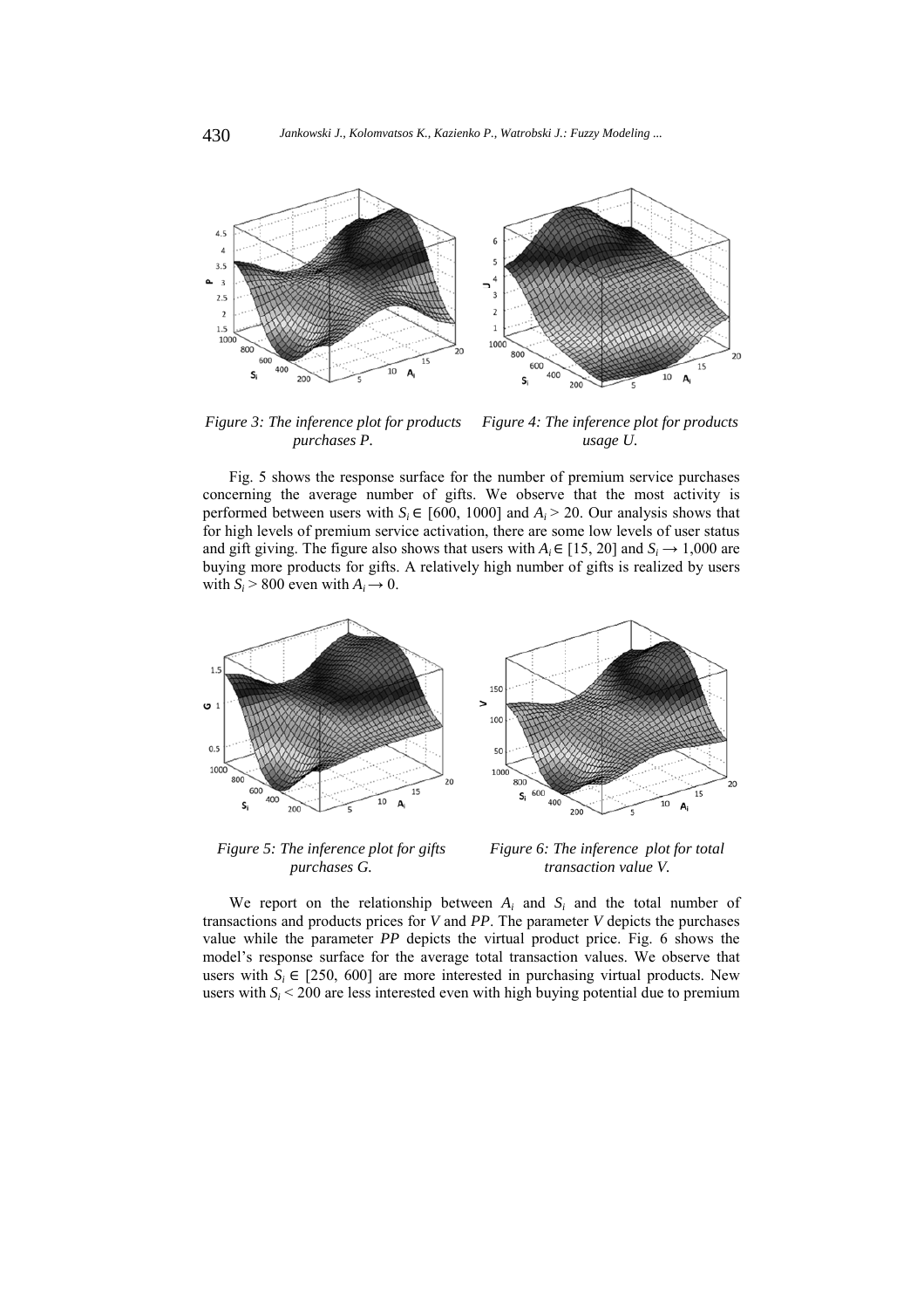*Figure 3: The inference plot for products purchases P.*

*Figure 4: The inference plot for products usage U.*

Fig. 5 shows the response surface for the number of premium service purchases concerning the average number of gifts. We observe that the most activity is performed between users with $S_i \in [600, 1000]$ and $A_i > 20$. Our analysis shows that for high levels of premium service activation, there are some low levels of user status and gift giving. The figure also shows that users with $A_i \in [15, 20]$ and $S_i \rightarrow 1{,}000$ are buying more products for gifts. A relatively high number of gifts is realized by users with $S_i > 800$ even with $A_i \rightarrow 0$.

*Figure 5: The inference plot for gifts purchases G.*

*Figure 6: The inference plot for total transaction value V.*

We report on the relationship between $A_i$ and $S_i$ and the total number of transactions and products prices for *V* and *PP*. The parameter *V* depicts the purchases value while the parameter *PP* depicts the virtual product price. Fig. 6 shows the model's response surface for the average total transaction values. We observe that users with $S_i \in [250, 600]$ are more interested in purchasing virtual products. New users with $S_i < 200$ are less interested even with high buying potential due to premium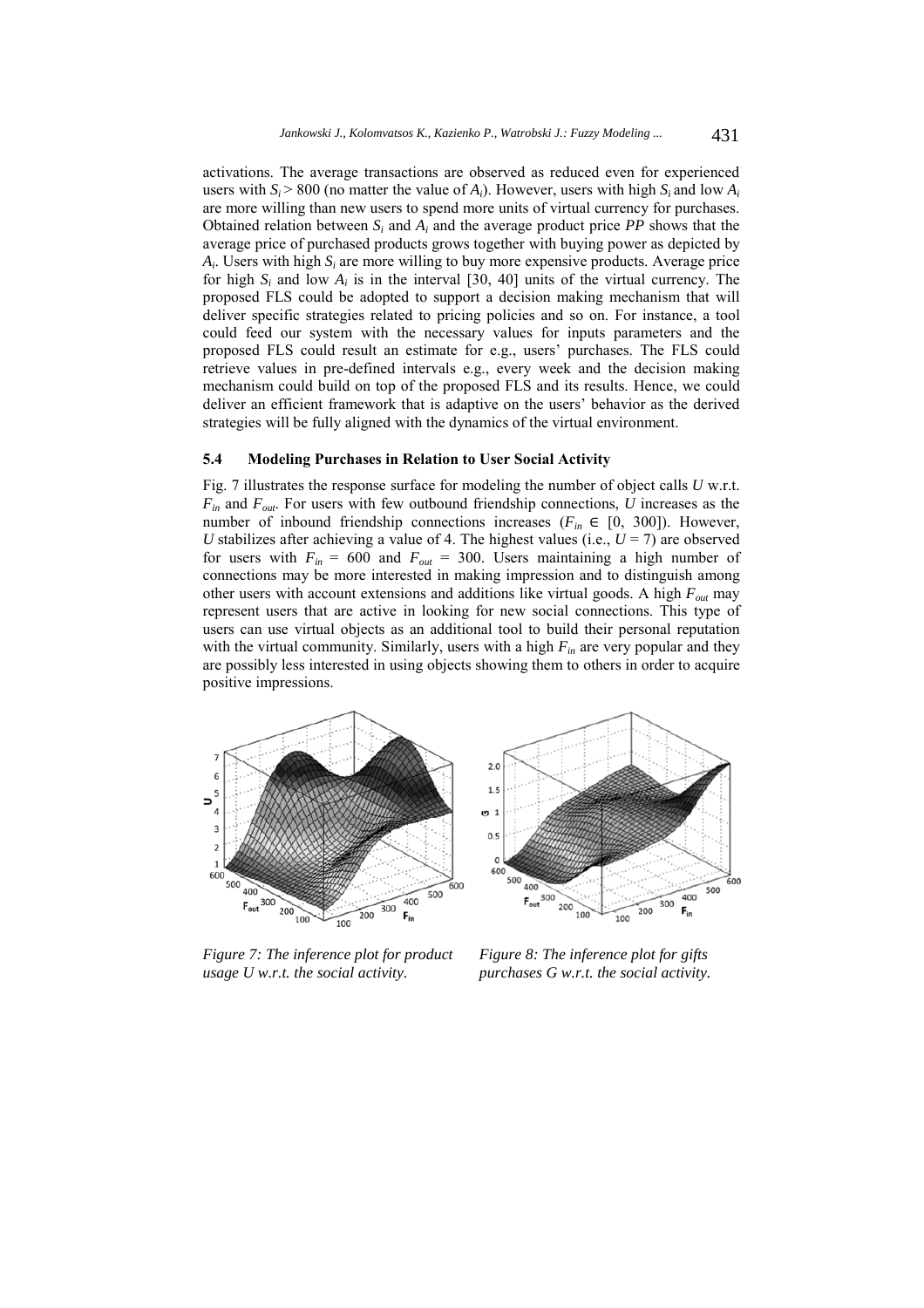activations. The average transactions are observed as reduced even for experienced users with $S_i > 800$ (no matter the value of $A_i$). However, users with high $S_i$ and low $A_i$ are more willing than new users to spend more units of virtual currency for purchases. Obtained relation between $S_i$ and $A_i$ and the average product price *PP* shows that the average price of purchased products grows together with buying power as depicted by $A_i$. Users with high $S_i$ are more willing to buy more expensive products. Average price for high $S_i$ and low $A_i$ is in the interval [30, 40] units of the virtual currency. The proposed FLS could be adopted to support a decision making mechanism that will deliver specific strategies related to pricing policies and so on. For instance, a tool could feed our system with the necessary values for inputs parameters and the proposed FLS could result an estimate for e.g., users' purchases. The FLS could retrieve values in pre-defined intervals e.g., every week and the decision making mechanism could build on top of the proposed FLS and its results. Hence, we could deliver an efficient framework that is adaptive on the users' behavior as the derived strategies will be fully aligned with the dynamics of the virtual environment.

### 5.4 Modeling Purchases in Relation to User Social Activity

Fig. 7 illustrates the response surface for modeling the number of object calls *U* w.r.t. $F_{in}$ and $F_{out}$. For users with few outbound friendship connections, *U* increases as the number of inbound friendship connections increases ($F_{in} \in [0, 300]$). However, *U* stabilizes after achieving a value of 4. The highest values (i.e., $U = 7$) are observed for users with $F_{in} = 600$ and $F_{out} = 300$. Users maintaining a high number of connections may be more interested in making impression and to distinguish among other users with account extensions and additions like virtual goods. A high $F_{out}$ may represent users that are active in looking for new social connections. This type of users can use virtual objects as an additional tool to build their personal reputation with the virtual community. Similarly, users with a high $F_{in}$ are very popular and they are possibly less interested in using objects showing them to others in order to acquire positive impressions.

*Figure 7: The inference plot for product usage U w.r.t. the social activity.*

*Figure 8: The inference plot for gifts purchases G w.r.t. the social activity.*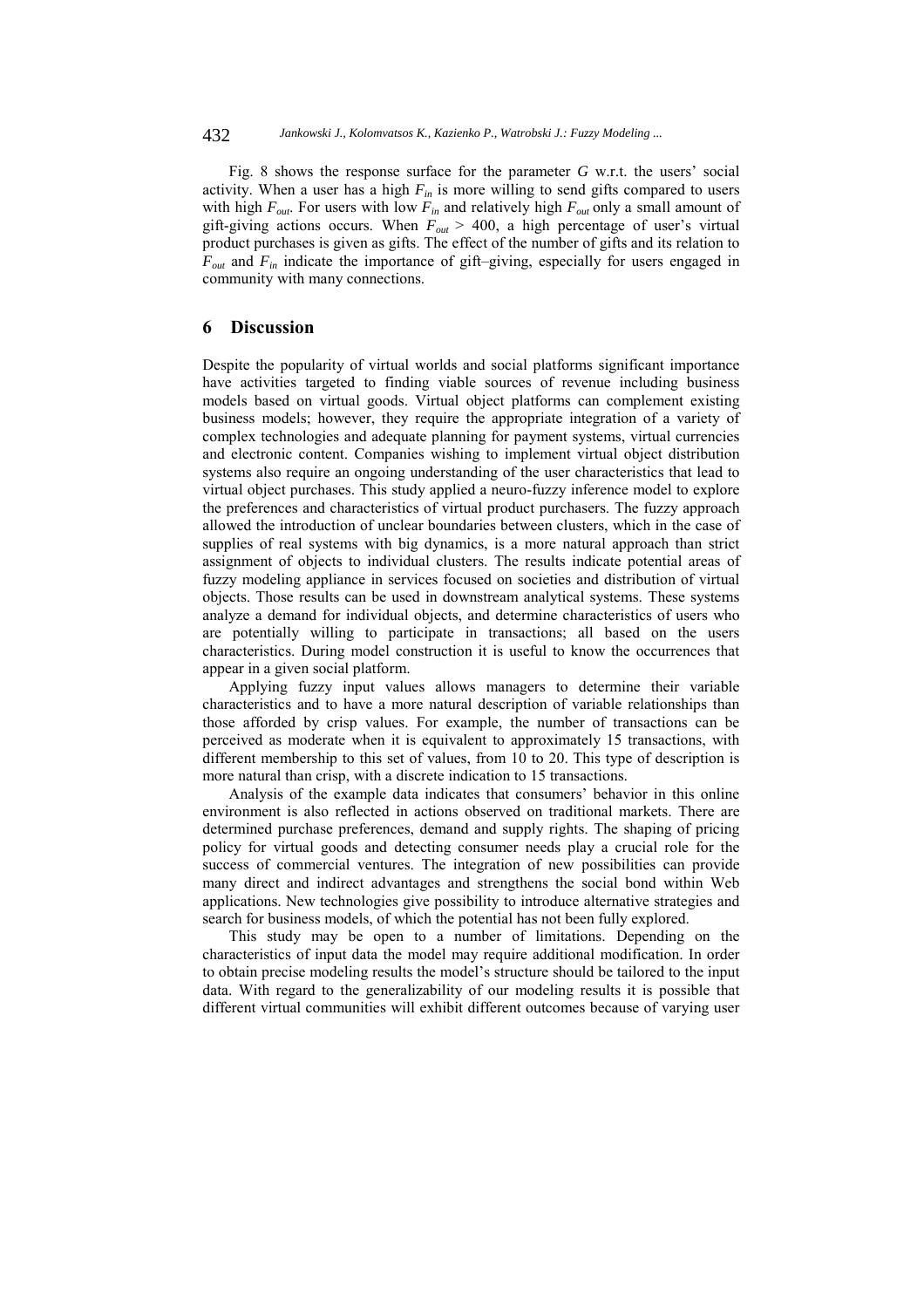Fig. 8 shows the response surface for the parameter $G$ w.r.t. the users' social activity. When a user has a high $F_{in}$ is more willing to send gifts compared to users with high $F_{out}$. For users with low $F_{in}$ and relatively high $F_{out}$ only a small amount of gift-giving actions occurs. When $F_{out} > 400$, a high percentage of user's virtual product purchases is given as gifts. The effect of the number of gifts and its relation to $F_{out}$ and $F_{in}$ indicate the importance of gift–giving, especially for users engaged in community with many connections.

## 6 Discussion

Despite the popularity of virtual worlds and social platforms significant importance have activities targeted to finding viable sources of revenue including business models based on virtual goods. Virtual object platforms can complement existing business models; however, they require the appropriate integration of a variety of complex technologies and adequate planning for payment systems, virtual currencies and electronic content. Companies wishing to implement virtual object distribution systems also require an ongoing understanding of the user characteristics that lead to virtual object purchases. This study applied a neuro-fuzzy inference model to explore the preferences and characteristics of virtual product purchasers. The fuzzy approach allowed the introduction of unclear boundaries between clusters, which in the case of supplies of real systems with big dynamics, is a more natural approach than strict assignment of objects to individual clusters. The results indicate potential areas of fuzzy modeling appliance in services focused on societies and distribution of virtual objects. Those results can be used in downstream analytical systems. These systems analyze a demand for individual objects, and determine characteristics of users who are potentially willing to participate in transactions; all based on the users characteristics. During model construction it is useful to know the occurrences that appear in a given social platform.

Applying fuzzy input values allows managers to determine their variable characteristics and to have a more natural description of variable relationships than those afforded by crisp values. For example, the number of transactions can be perceived as moderate when it is equivalent to approximately 15 transactions, with different membership to this set of values, from 10 to 20. This type of description is more natural than crisp, with a discrete indication to 15 transactions.

Analysis of the example data indicates that consumers' behavior in this online environment is also reflected in actions observed on traditional markets. There are determined purchase preferences, demand and supply rights. The shaping of pricing policy for virtual goods and detecting consumer needs play a crucial role for the success of commercial ventures. The integration of new possibilities can provide many direct and indirect advantages and strengthens the social bond within Web applications. New technologies give possibility to introduce alternative strategies and search for business models, of which the potential has not been fully explored.

This study may be open to a number of limitations. Depending on the characteristics of input data the model may require additional modification. In order to obtain precise modeling results the model's structure should be tailored to the input data. With regard to the generalizability of our modeling results it is possible that different virtual communities will exhibit different outcomes because of varying user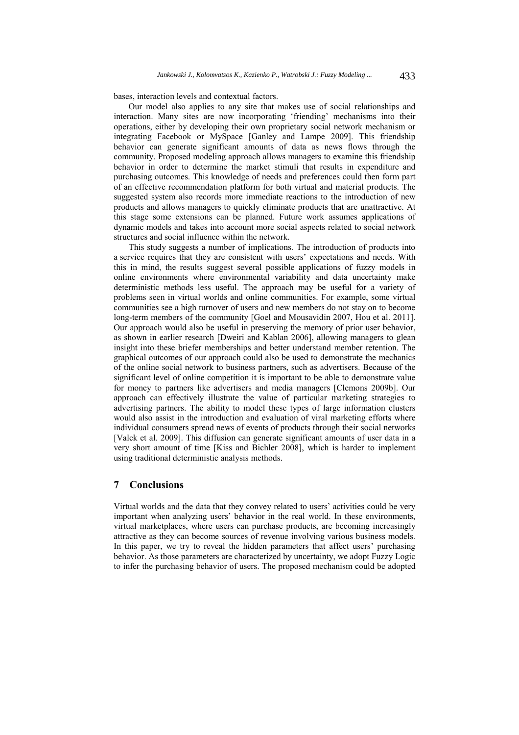bases, interaction levels and contextual factors.

Our model also applies to any site that makes use of social relationships and interaction. Many sites are now incorporating 'friending' mechanisms into their operations, either by developing their own proprietary social network mechanism or integrating Facebook or MySpace [Ganley and Lampe 2009]. This friendship behavior can generate significant amounts of data as news flows through the community. Proposed modeling approach allows managers to examine this friendship behavior in order to determine the market stimuli that results in expenditure and purchasing outcomes. This knowledge of needs and preferences could then form part of an effective recommendation platform for both virtual and material products. The suggested system also records more immediate reactions to the introduction of new products and allows managers to quickly eliminate products that are unattractive. At this stage some extensions can be planned. Future work assumes applications of dynamic models and takes into account more social aspects related to social network structures and social influence within the network.

This study suggests a number of implications. The introduction of products into a service requires that they are consistent with users' expectations and needs. With this in mind, the results suggest several possible applications of fuzzy models in online environments where environmental variability and data uncertainty make deterministic methods less useful. The approach may be useful for a variety of problems seen in virtual worlds and online communities. For example, some virtual communities see a high turnover of users and new members do not stay on to become long-term members of the community [Goel and Mousavidin 2007, Hou et al. 2011]. Our approach would also be useful in preserving the memory of prior user behavior, as shown in earlier research [Dweiri and Kablan 2006], allowing managers to glean insight into these briefer memberships and better understand member retention. The graphical outcomes of our approach could also be used to demonstrate the mechanics of the online social network to business partners, such as advertisers. Because of the significant level of online competition it is important to be able to demonstrate value for money to partners like advertisers and media managers [Clemons 2009b]. Our approach can effectively illustrate the value of particular marketing strategies to advertising partners. The ability to model these types of large information clusters would also assist in the introduction and evaluation of viral marketing efforts where individual consumers spread news of events of products through their social networks [Valck et al. 2009]. This diffusion can generate significant amounts of user data in a very short amount of time [Kiss and Bichler 2008], which is harder to implement using traditional deterministic analysis methods.

## 7 Conclusions

Virtual worlds and the data that they convey related to users' activities could be very important when analyzing users' behavior in the real world. In these environments, virtual marketplaces, where users can purchase products, are becoming increasingly attractive as they can become sources of revenue involving various business models. In this paper, we try to reveal the hidden parameters that affect users' purchasing behavior. As those parameters are characterized by uncertainty, we adopt Fuzzy Logic to infer the purchasing behavior of users. The proposed mechanism could be adopted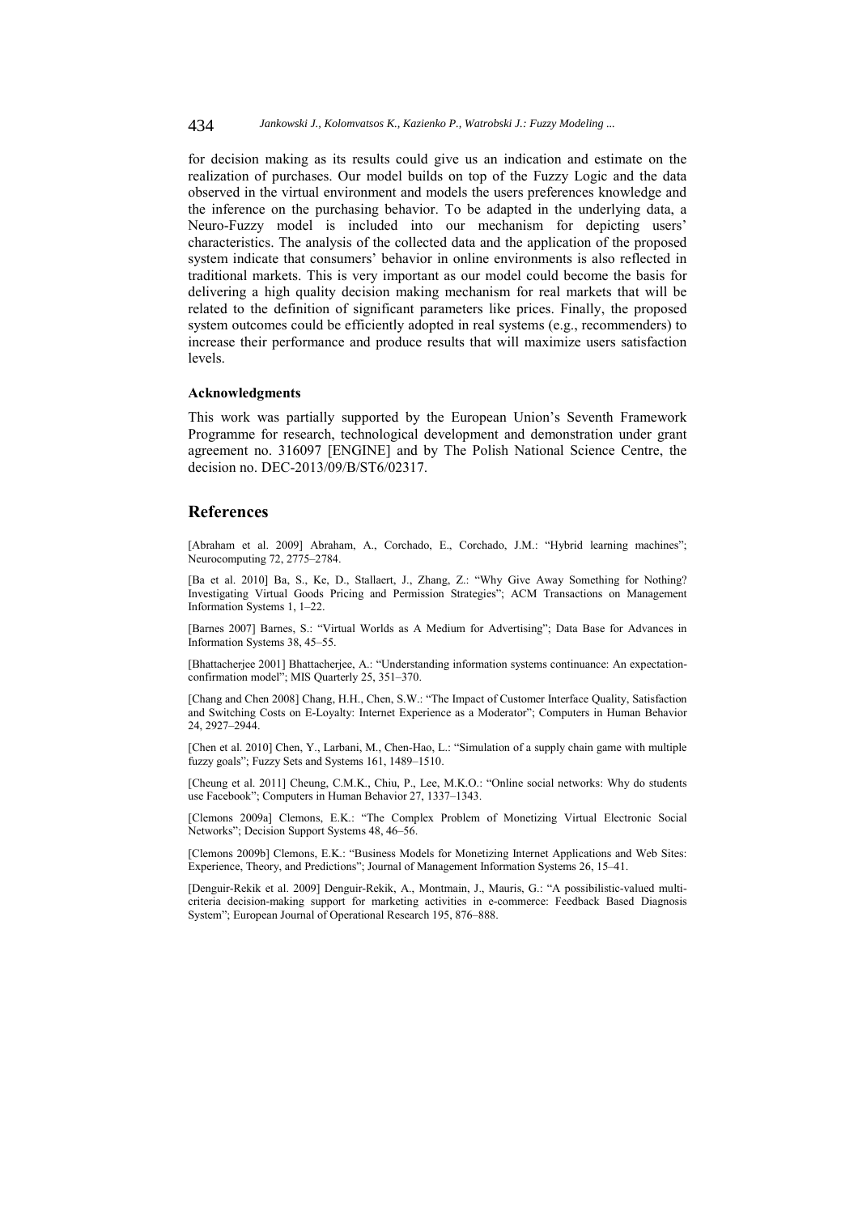for decision making as its results could give us an indication and estimate on the realization of purchases. Our model builds on top of the Fuzzy Logic and the data observed in the virtual environment and models the users preferences knowledge and the inference on the purchasing behavior. To be adapted in the underlying data, a Neuro-Fuzzy model is included into our mechanism for depicting users' characteristics. The analysis of the collected data and the application of the proposed system indicate that consumers' behavior in online environments is also reflected in traditional markets. This is very important as our model could become the basis for delivering a high quality decision making mechanism for real markets that will be related to the definition of significant parameters like prices. Finally, the proposed system outcomes could be efficiently adopted in real systems (e.g., recommenders) to increase their performance and produce results that will maximize users satisfaction levels.

#### Acknowledgments

This work was partially supported by the European Union's Seventh Framework Programme for research, technological development and demonstration under grant agreement no. 316097 [ENGINE] and by The Polish National Science Centre, the decision no. DEC-2013/09/B/ST6/02317.

## References

[Abraham et al. 2009] Abraham, A., Corchado, E., Corchado, J.M.: "Hybrid learning machines"; Neurocomputing 72, 2775–2784.

[Ba et al. 2010] Ba, S., Ke, D., Stallaert, J., Zhang, Z.: "Why Give Away Something for Nothing? Investigating Virtual Goods Pricing and Permission Strategies"; ACM Transactions on Management Information Systems 1, 1–22.

[Barnes 2007] Barnes, S.: "Virtual Worlds as A Medium for Advertising"; Data Base for Advances in Information Systems 38, 45–55.

[Bhattacherjee 2001] Bhattacherjee, A.: "Understanding information systems continuance: An expectation-confirmation model"; MIS Quarterly 25, 351–370.

[Chang and Chen 2008] Chang, H.H., Chen, S.W.: "The Impact of Customer Interface Quality, Satisfaction and Switching Costs on E-Loyalty: Internet Experience as a Moderator"; Computers in Human Behavior 24, 2927–2944.

[Chen et al. 2010] Chen, Y., Larbani, M., Chen-Hao, L.: "Simulation of a supply chain game with multiple fuzzy goals"; Fuzzy Sets and Systems 161, 1489–1510.

[Cheung et al. 2011] Cheung, C.M.K., Chiu, P., Lee, M.K.O.: "Online social networks: Why do students use Facebook"; Computers in Human Behavior 27, 1337–1343.

[Clemons 2009a] Clemons, E.K.: "The Complex Problem of Monetizing Virtual Electronic Social Networks"; Decision Support Systems 48, 46–56.

[Clemons 2009b] Clemons, E.K.: "Business Models for Monetizing Internet Applications and Web Sites: Experience, Theory, and Predictions"; Journal of Management Information Systems 26, 15–41.

[Denguir-Rekik et al. 2009] Denguir-Rekik, A., Montmain, J., Mauris, G.: "A possibilistic-valued multi-criteria decision-making support for marketing activities in e-commerce: Feedback Based Diagnosis System"; European Journal of Operational Research 195, 876–888.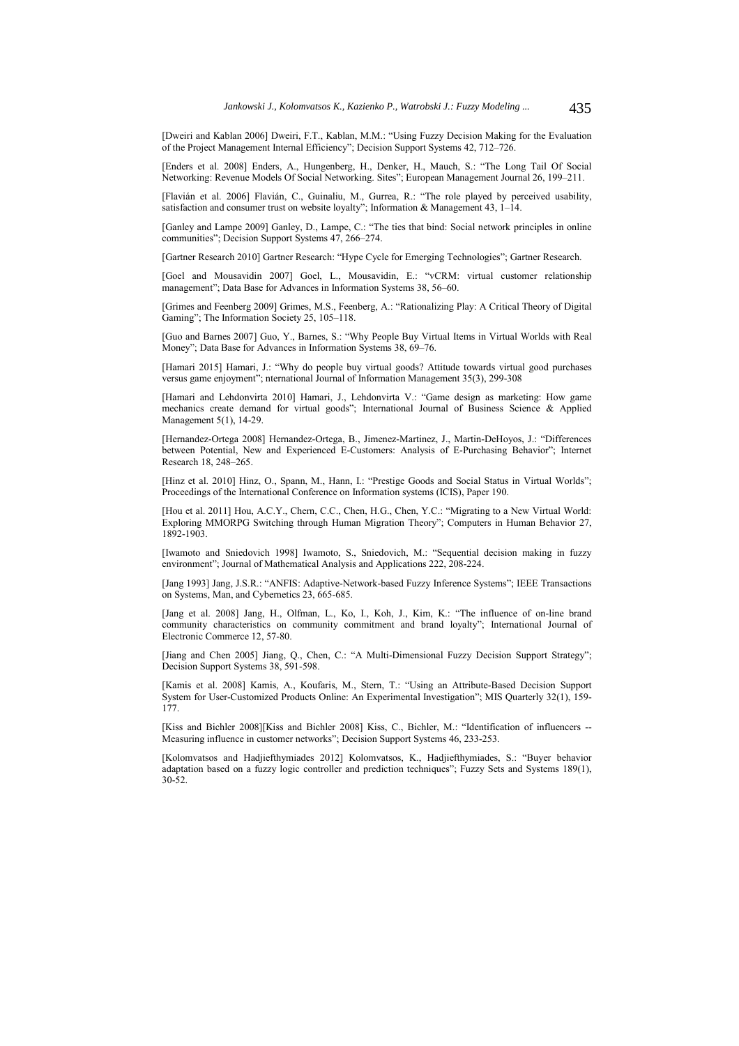[Dweiri and Kablan 2006] Dweiri, F.T., Kablan, M.M.: "Using Fuzzy Decision Making for the Evaluation of the Project Management Internal Efficiency"; Decision Support Systems 42, 712–726.

[Enders et al. 2008] Enders, A., Hungenberg, H., Denker, H., Mauch, S.: "The Long Tail Of Social Networking: Revenue Models Of Social Networking. Sites"; European Management Journal 26, 199–211.

[Flavián et al. 2006] Flavián, C., Guinaliu, M., Gurrea, R.: "The role played by perceived usability, satisfaction and consumer trust on website loyalty"; Information & Management 43, 1–14.

[Ganley and Lampe 2009] Ganley, D., Lampe, C.: "The ties that bind: Social network principles in online communities"; Decision Support Systems 47, 266–274.

[Gartner Research 2010] Gartner Research: "Hype Cycle for Emerging Technologies"; Gartner Research.

[Goel and Mousavidin 2007] Goel, L., Mousavidin, E.: "vCRM: virtual customer relationship management"; Data Base for Advances in Information Systems 38, 56–60.

[Grimes and Feenberg 2009] Grimes, M.S., Feenberg, A.: "Rationalizing Play: A Critical Theory of Digital Gaming"; The Information Society 25, 105–118.

[Guo and Barnes 2007] Guo, Y., Barnes, S.: "Why People Buy Virtual Items in Virtual Worlds with Real Money"; Data Base for Advances in Information Systems 38, 69–76.

[Hamari 2015] Hamari, J.: "Why do people buy virtual goods? Attitude towards virtual good purchases versus game enjoyment"; nternational Journal of Information Management 35(3), 299-308

[Hamari and Lehdonvirta 2010] Hamari, J., Lehdonvirta V.: "Game design as marketing: How game mechanics create demand for virtual goods"; International Journal of Business Science & Applied Management 5(1), 14-29.

[Hernandez-Ortega 2008] Hernandez-Ortega, B., Jimenez-Martinez, J., Martin-DeHoyos, J.: "Differences between Potential, New and Experienced E-Customers: Analysis of E-Purchasing Behavior"; Internet Research 18, 248–265.

[Hinz et al. 2010] Hinz, O., Spann, M., Hann, I.: "Prestige Goods and Social Status in Virtual Worlds"; Proceedings of the International Conference on Information systems (ICIS), Paper 190.

[Hou et al. 2011] Hou, A.C.Y., Chern, C.C., Chen, H.G., Chen, Y.C.: "Migrating to a New Virtual World: Exploring MMORPG Switching through Human Migration Theory"; Computers in Human Behavior 27, 1892-1903.

[Iwamoto and Sniedovich 1998] Iwamoto, S., Sniedovich, M.: "Sequential decision making in fuzzy environment"; Journal of Mathematical Analysis and Applications 222, 208-224.

[Jang 1993] Jang, J.S.R.: "ANFIS: Adaptive-Network-based Fuzzy Inference Systems"; IEEE Transactions on Systems, Man, and Cybernetics 23, 665-685.

[Jang et al. 2008] Jang, H., Olfman, L., Ko, I., Koh, J., Kim, K.: "The influence of on-line brand community characteristics on community commitment and brand loyalty"; International Journal of Electronic Commerce 12, 57-80.

[Jiang and Chen 2005] Jiang, Q., Chen, C.: "A Multi-Dimensional Fuzzy Decision Support Strategy"; Decision Support Systems 38, 591-598.

[Kamis et al. 2008] Kamis, A., Koufaris, M., Stern, T.: "Using an Attribute-Based Decision Support System for User-Customized Products Online: An Experimental Investigation"; MIS Quarterly 32(1), 159-177.

[Kiss and Bichler 2008][Kiss and Bichler 2008] Kiss, C., Bichler, M.: "Identification of influencers -- Measuring influence in customer networks"; Decision Support Systems 46, 233-253.

[Kolomvatsos and Hadjiefthymiades 2012] Kolomvatsos, K., Hadjiefthymiades, S.: "Buyer behavior adaptation based on a fuzzy logic controller and prediction techniques"; Fuzzy Sets and Systems 189(1), 30-52.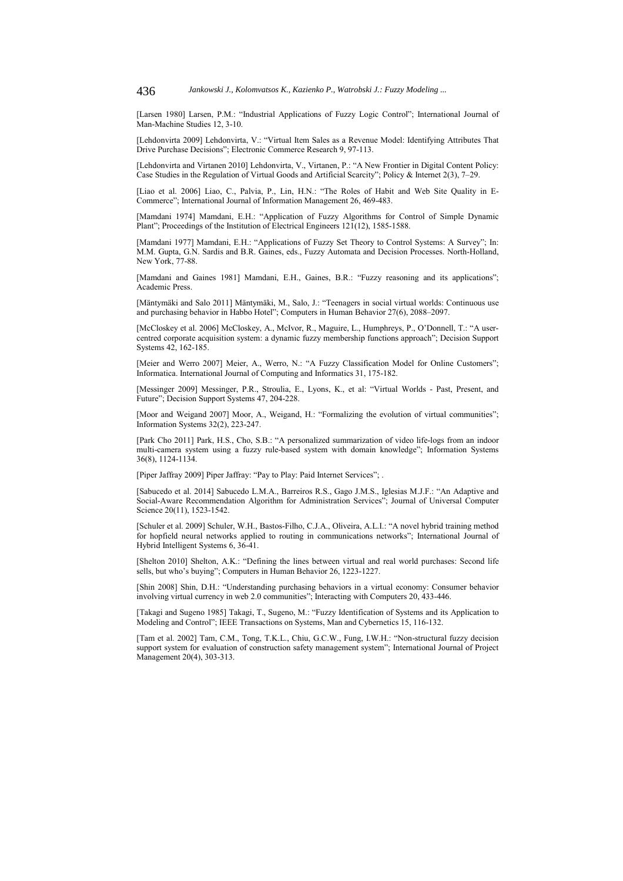[Larsen 1980] Larsen, P.M.: "Industrial Applications of Fuzzy Logic Control"; International Journal of Man-Machine Studies 12, 3-10.

[Lehdonvirta 2009] Lehdonvirta, V.: "Virtual Item Sales as a Revenue Model: Identifying Attributes That Drive Purchase Decisions"; Electronic Commerce Research 9, 97-113.

[Lehdonvirta and Virtanen 2010] Lehdonvirta, V., Virtanen, P.: "A New Frontier in Digital Content Policy: Case Studies in the Regulation of Virtual Goods and Artificial Scarcity"; Policy & Internet 2(3), 7–29.

[Liao et al. 2006] Liao, C., Palvia, P., Lin, H.N.: "The Roles of Habit and Web Site Quality in E-Commerce"; International Journal of Information Management 26, 469-483.

[Mamdani 1974] Mamdani, E.H.: "Application of Fuzzy Algorithms for Control of Simple Dynamic Plant"; Proceedings of the Institution of Electrical Engineers 121(12), 1585-1588.

[Mamdani 1977] Mamdani, E.H.: "Applications of Fuzzy Set Theory to Control Systems: A Survey"; In: M.M. Gupta, G.N. Sardis and B.R. Gaines, eds., Fuzzy Automata and Decision Processes. North-Holland, New York, 77-88.

[Mamdani and Gaines 1981] Mamdani, E.H., Gaines, B.R.: "Fuzzy reasoning and its applications"; Academic Press.

[Mäntymäki and Salo 2011] Mäntymäki, M., Salo, J.: "Teenagers in social virtual worlds: Continuous use and purchasing behavior in Habbo Hotel"; Computers in Human Behavior 27(6), 2088–2097.

[McCloskey et al. 2006] McCloskey, A., McIvor, R., Maguire, L., Humphreys, P., O'Donnell, T.: "A user-centred corporate acquisition system: a dynamic fuzzy membership functions approach"; Decision Support Systems 42, 162-185.

[Meier and Werro 2007] Meier, A., Werro, N.: "A Fuzzy Classification Model for Online Customers"; Informatica. International Journal of Computing and Informatics 31, 175-182.

[Messinger 2009] Messinger, P.R., Stroulia, E., Lyons, K., et al: "Virtual Worlds - Past, Present, and Future"; Decision Support Systems 47, 204-228.

[Moor and Weigand 2007] Moor, A., Weigand, H.: "Formalizing the evolution of virtual communities"; Information Systems 32(2), 223-247.

[Park Cho 2011] Park, H.S., Cho, S.B.: "A personalized summarization of video life-logs from an indoor multi-camera system using a fuzzy rule-based system with domain knowledge"; Information Systems 36(8), 1124-1134.

[Piper Jaffray 2009] Piper Jaffray: "Pay to Play: Paid Internet Services"; .

[Sabucedo et al. 2014] Sabucedo L.M.A., Barreiros R.S., Gago J.M.S., Iglesias M.J.F.: "An Adaptive and Social-Aware Recommendation Algorithm for Administration Services"; Journal of Universal Computer Science 20(11), 1523-1542.

[Schuler et al. 2009] Schuler, W.H., Bastos-Filho, C.J.A., Oliveira, A.L.I.: "A novel hybrid training method for hopfield neural networks applied to routing in communications networks"; International Journal of Hybrid Intelligent Systems 6, 36-41.

[Shelton 2010] Shelton, A.K.: "Defining the lines between virtual and real world purchases: Second life sells, but who's buying"; Computers in Human Behavior 26, 1223-1227.

[Shin 2008] Shin, D.H.: "Understanding purchasing behaviors in a virtual economy: Consumer behavior involving virtual currency in web 2.0 communities"; Interacting with Computers 20, 433-446.

[Takagi and Sugeno 1985] Takagi, T., Sugeno, M.: "Fuzzy Identification of Systems and its Application to Modeling and Control"; IEEE Transactions on Systems, Man and Cybernetics 15, 116-132.

[Tam et al. 2002] Tam, C.M., Tong, T.K.L., Chiu, G.C.W., Fung, I.W.H.: "Non-structural fuzzy decision support system for evaluation of construction safety management system"; International Journal of Project Management 20(4), 303-313.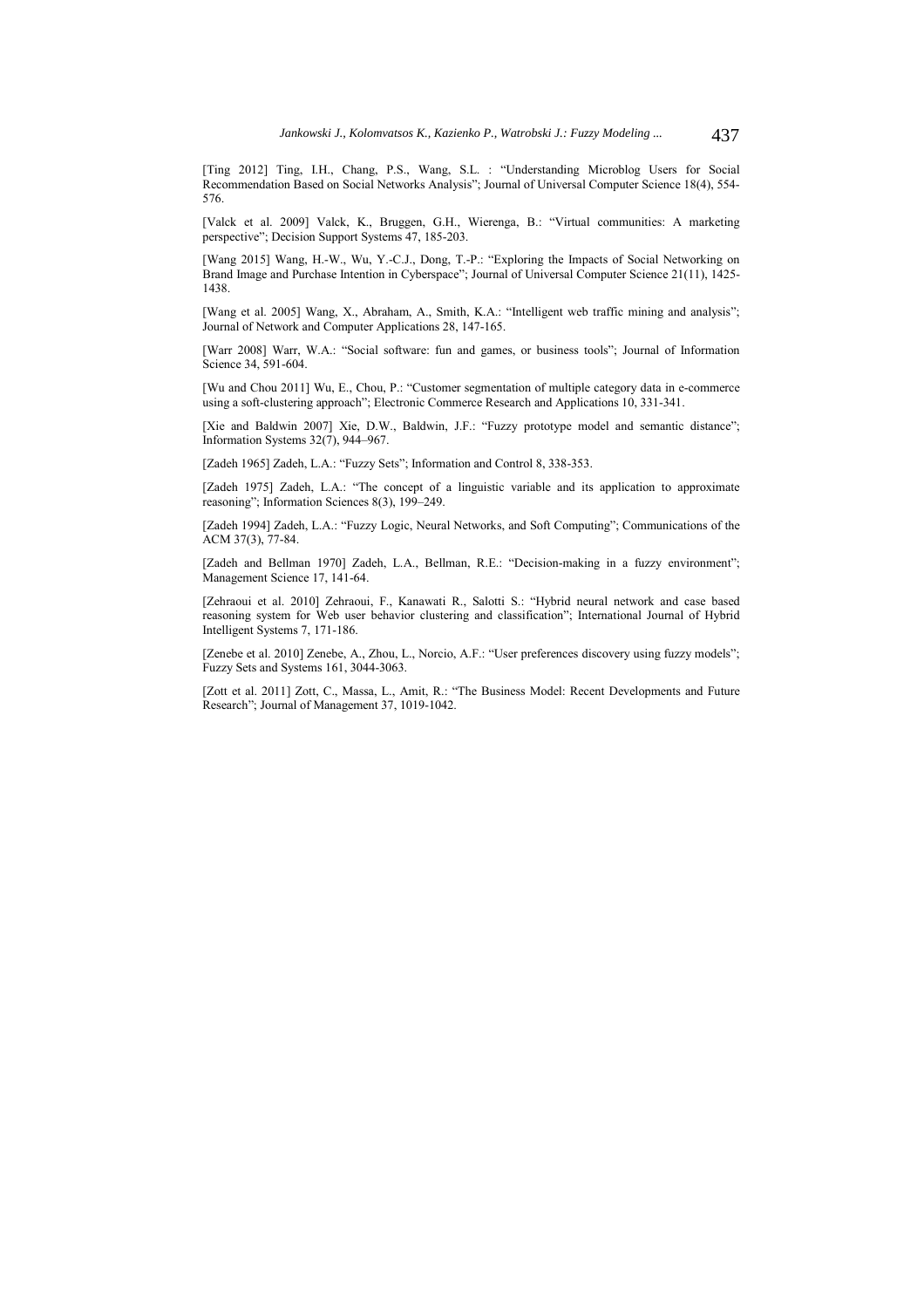[Ting 2012] Ting, I.H., Chang, P.S., Wang, S.L. : "Understanding Microblog Users for Social Recommendation Based on Social Networks Analysis"; Journal of Universal Computer Science 18(4), 554-576.

[Valck et al. 2009] Valck, K., Bruggen, G.H., Wierenga, B.: "Virtual communities: A marketing perspective"; Decision Support Systems 47, 185-203.

[Wang 2015] Wang, H.-W., Wu, Y.-C.J., Dong, T.-P.: "Exploring the Impacts of Social Networking on Brand Image and Purchase Intention in Cyberspace"; Journal of Universal Computer Science 21(11), 1425-1438.

[Wang et al. 2005] Wang, X., Abraham, A., Smith, K.A.: "Intelligent web traffic mining and analysis"; Journal of Network and Computer Applications 28, 147-165.

[Warr 2008] Warr, W.A.: "Social software: fun and games, or business tools"; Journal of Information Science 34, 591-604.

[Wu and Chou 2011] Wu, E., Chou, P.: "Customer segmentation of multiple category data in e-commerce using a soft-clustering approach"; Electronic Commerce Research and Applications 10, 331-341.

[Xie and Baldwin 2007] Xie, D.W., Baldwin, J.F.: "Fuzzy prototype model and semantic distance"; Information Systems 32(7), 944–967.

[Zadeh 1965] Zadeh, L.A.: "Fuzzy Sets"; Information and Control 8, 338-353.

[Zadeh 1975] Zadeh, L.A.: "The concept of a linguistic variable and its application to approximate reasoning"; Information Sciences 8(3), 199–249.

[Zadeh 1994] Zadeh, L.A.: "Fuzzy Logic, Neural Networks, and Soft Computing"; Communications of the ACM 37(3), 77-84.

[Zadeh and Bellman 1970] Zadeh, L.A., Bellman, R.E.: "Decision-making in a fuzzy environment"; Management Science 17, 141-64.

[Zehraoui et al. 2010] Zehraoui, F., Kanawati R., Salotti S.: "Hybrid neural network and case based reasoning system for Web user behavior clustering and classification"; International Journal of Hybrid Intelligent Systems 7, 171-186.

[Zenebe et al. 2010] Zenebe, A., Zhou, L., Norcio, A.F.: "User preferences discovery using fuzzy models"; Fuzzy Sets and Systems 161, 3044-3063.

[Zott et al. 2011] Zott, C., Massa, L., Amit, R.: "The Business Model: Recent Developments and Future Research"; Journal of Management 37, 1019-1042.